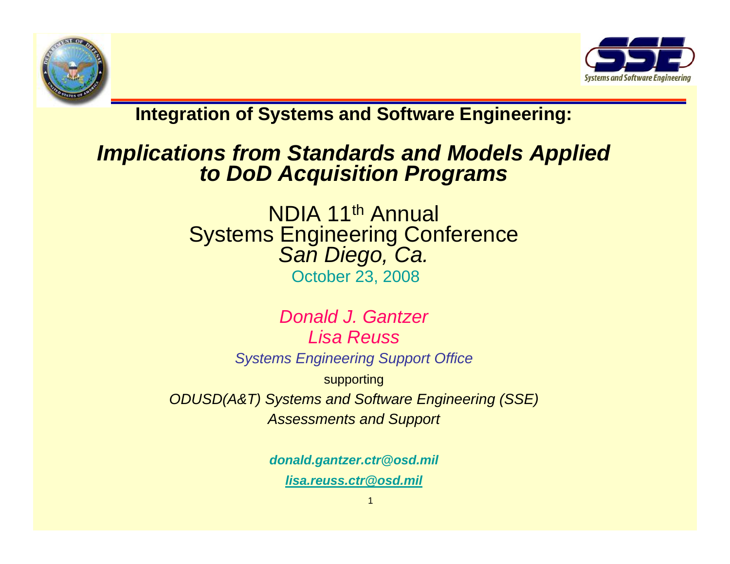# Integration of Systems and Software Engineering:

## *Implications from Standards and Models Applied to DoD Acquisition Programs*

NDIA 11th Annual
Systems Engineering Conference
*San Diego, Ca.*
October 23, 2008

*Donald J. Gantzer*
*Lisa Reuss*

*Systems Engineering Support Office*

supporting

*ODUSD(A&T) Systems and Software Engineering (SSE)*
*Assessments and Support*

***donald.gantzer.ctr@osd.mil***

***lisa.reuss.ctr@osd.mil***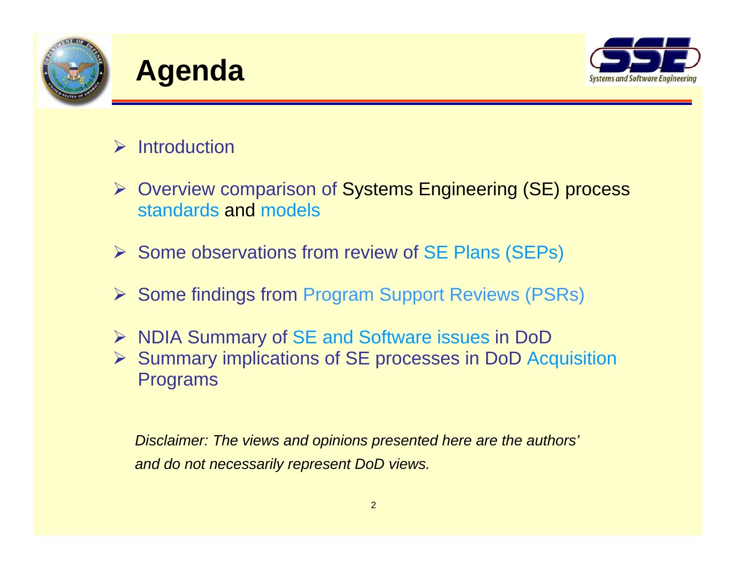# Agenda

- Introduction
- Overview comparison of Systems Engineering (SE) process standards and models
- Some observations from review of SE Plans (SEPs)
- Some findings from Program Support Reviews (PSRs)
- NDIA Summary of SE and Software issues in DoD
- Summary implications of SE processes in DoD Acquisition Programs

*Disclaimer: The views and opinions presented here are the authors' and do not necessarily represent DoD views.*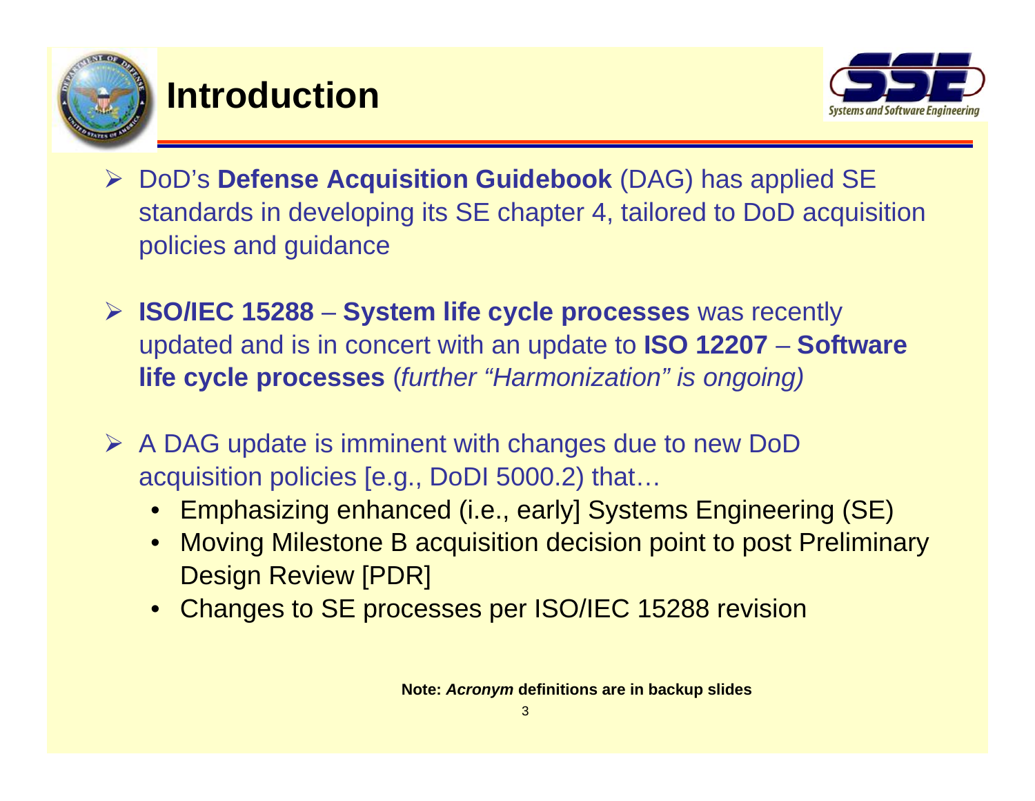# Introduction

- DoD's **Defense Acquisition Guidebook** (DAG) has applied SE standards in developing its SE chapter 4, tailored to DoD acquisition policies and guidance
- **ISO/IEC 15288** – **System life cycle processes** was recently updated and is in concert with an update to **ISO 12207** – **Software life cycle processes** (*further "Harmonization" is ongoing)*
- A DAG update is imminent with changes due to new DoD acquisition policies [e.g., DoDI 5000.2) that…
  - Emphasizing enhanced (i.e., early] Systems Engineering (SE)
  - Moving Milestone B acquisition decision point to post Preliminary Design Review [PDR]
  - Changes to SE processes per ISO/IEC 15288 revision

**Note: *Acronym* definitions are in backup slides**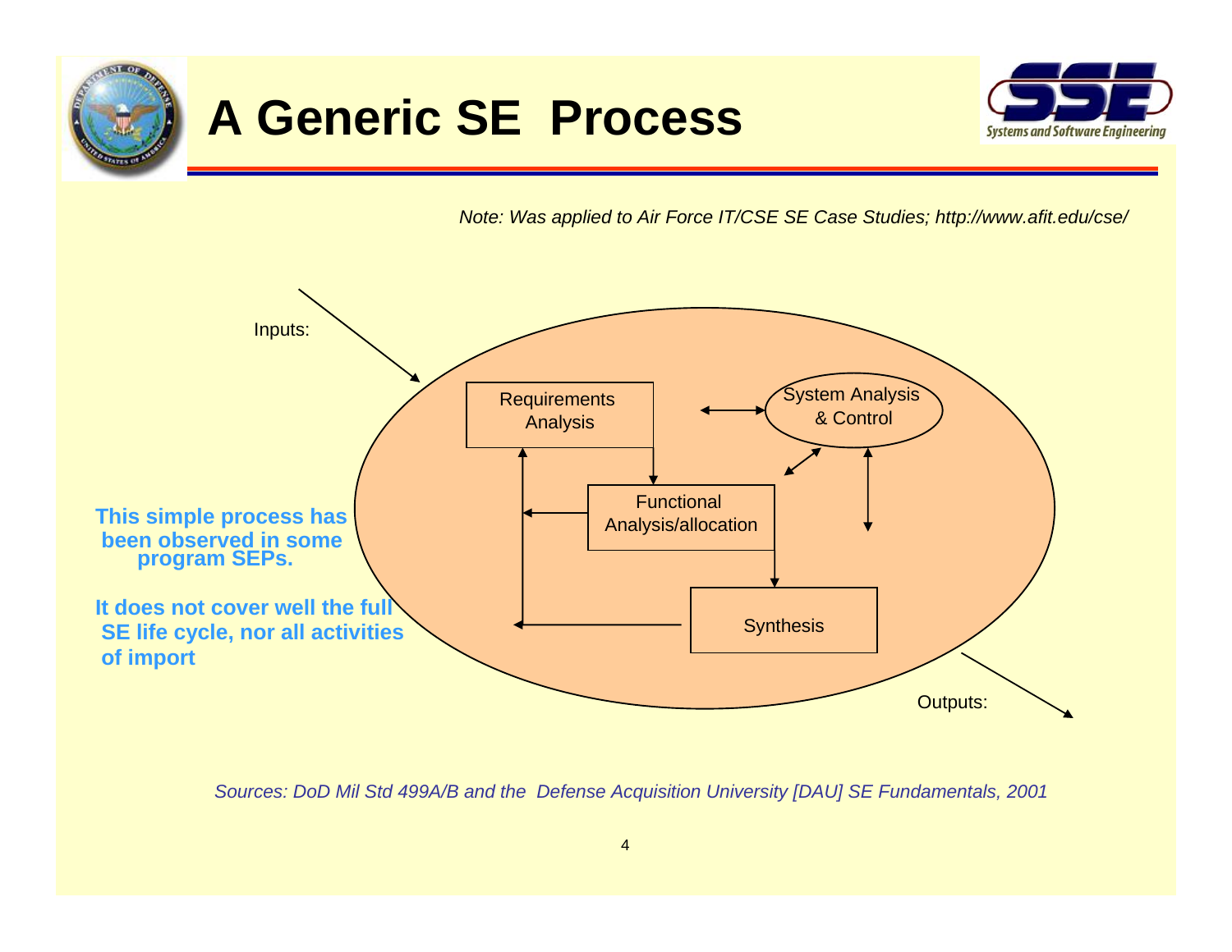# A Generic SE Process

*Note: Was applied to Air Force IT/CSE SE Case Studies; http://www.afit.edu/cse/*

Inputs:

Requirements Analysis

System Analysis & Control

Functional Analysis/allocation

Synthesis

Outputs:

**This simple process has been observed in some program SEPs.**

**It does not cover well the full SE life cycle, nor all activities of import**

*Sources: DoD Mil Std 499A/B and the Defense Acquisition University [DAU] SE Fundamentals, 2001*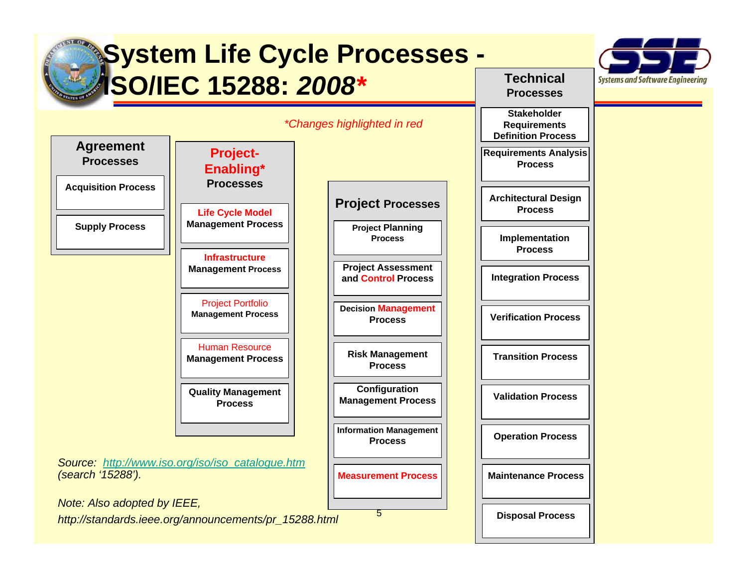# System Life Cycle Processes - ISO/IEC 15288: *2008**

*\*Changes highlighted in red*

## Agreement Processes

- Acquisition Process
- Supply Process

## Project-Enabling* Processes

- Life Cycle Model Management Process
- Infrastructure Management Process
- Project Portfolio Management Process
- Human Resource Management Process
- Quality Management Process

## Project Processes

- Project Planning Process
- Project Assessment and Control Process
- Decision Management Process
- Risk Management Process
- Configuration Management Process
- Information Management Process
- Measurement Process

## Technical Processes

- Stakeholder Requirements Definition Process
- Requirements Analysis Process
- Architectural Design Process
- Implementation Process
- Integration Process
- Verification Process
- Transition Process
- Validation Process
- Operation Process
- Maintenance Process
- Disposal Process

*Source: [http://www.iso.org/iso/iso_catalogue.htm](http://www.iso.org/iso/iso_catalogue.htm) (search '15288').*

*Note: Also adopted by IEEE, http://standards.ieee.org/announcements/pr_15288.html*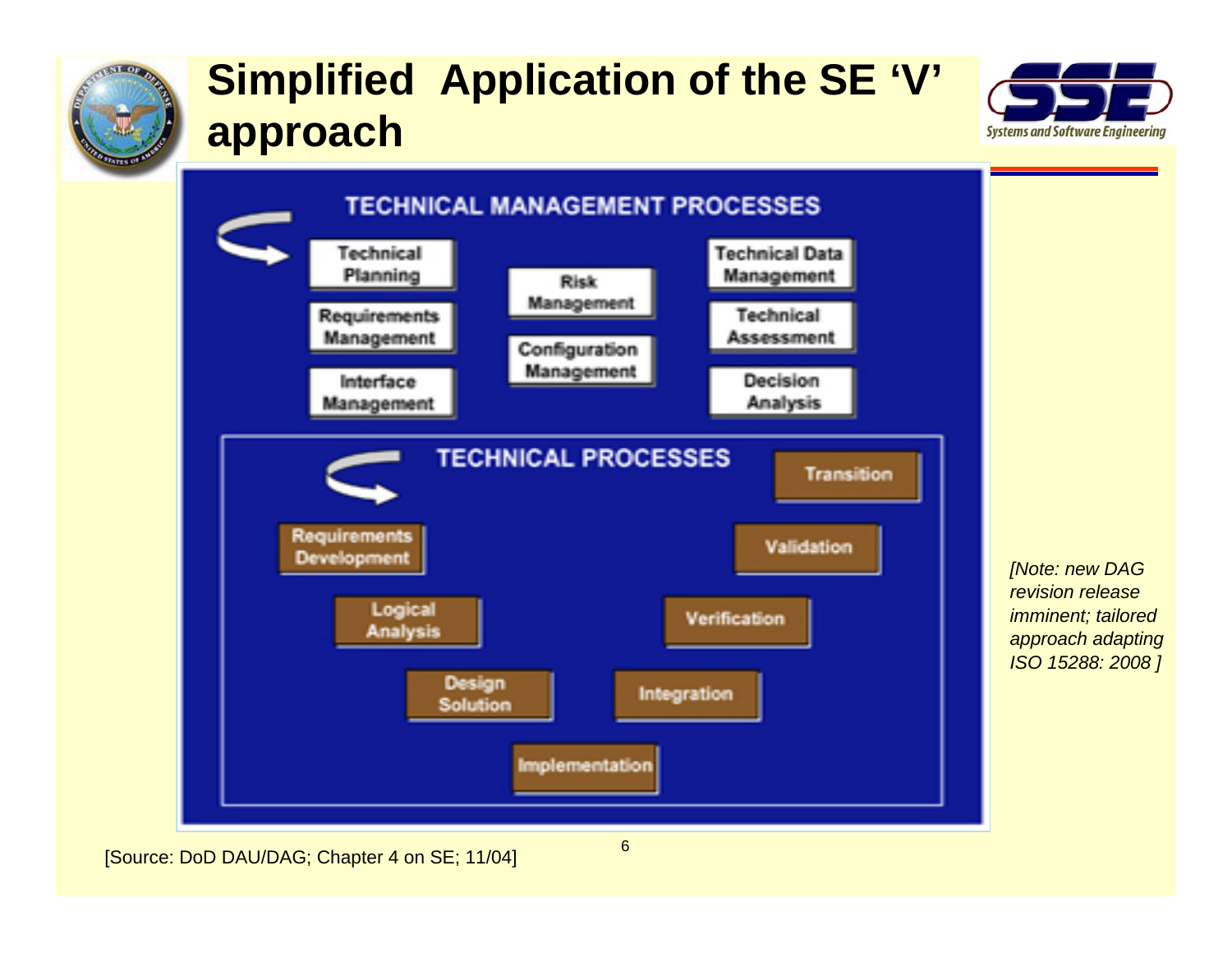# Simplified Application of the SE 'V' approach

**TECHNICAL MANAGEMENT PROCESSES**

- Technical Planning
- Requirements Management
- Interface Management
- Risk Management
- Configuration Management
- Technical Data Management
- Technical Assessment
- Decision Analysis

**TECHNICAL PROCESSES**

- Requirements Development
- Logical Analysis
- Design Solution
- Implementation
- Integration
- Verification
- Validation
- Transition

*[Note: new DAG revision release imminent; tailored approach adapting ISO 15288: 2008 ]*

[Source: DoD DAU/DAG; Chapter 4 on SE; 11/04]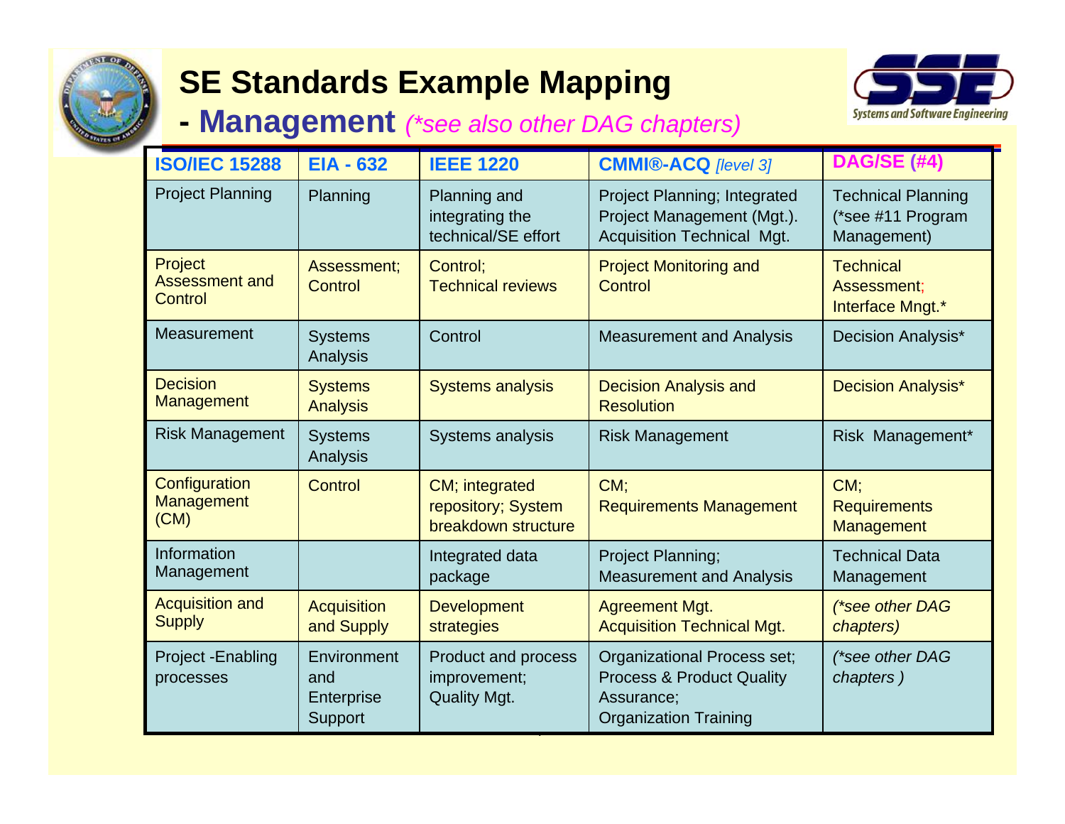# SE Standards Example Mapping

## - Management *(\*see also other DAG chapters)*

| ISO/IEC 15288 | EIA - 632 | IEEE 1220 | CMMI®-ACQ *[level 3]* | DAG/SE (#4) |
|---|---|---|---|---|
| Project Planning | Planning | Planning and integrating the technical/SE effort | Project Planning; Integrated Project Management (Mgt.). Acquisition Technical Mgt. | Technical Planning (*see #11 Program Management) |
| Project Assessment and Control | Assessment; Control | Control; Technical reviews | Project Monitoring and Control | Technical Assessment; Interface Mngt.* |
| Measurement | Systems Analysis | Control | Measurement and Analysis | Decision Analysis* |
| Decision Management | Systems Analysis | Systems analysis | Decision Analysis and Resolution | Decision Analysis* |
| Risk Management | Systems Analysis | Systems analysis | Risk Management | Risk Management* |
| Configuration Management (CM) | Control | CM; integrated repository; System breakdown structure | CM; Requirements Management | CM; Requirements Management |
| Information Management | | Integrated data package | Project Planning; Measurement and Analysis | Technical Data Management |
| Acquisition and Supply | Acquisition and Supply | Development strategies | Agreement Mgt. Acquisition Technical Mgt. | *(\*see other DAG chapters)* |
| Project -Enabling processes | Environment and Enterprise Support | Product and process improvement; Quality Mgt. | Organizational Process set; Process & Product Quality Assurance; Organization Training | *(\*see other DAG chapters )* |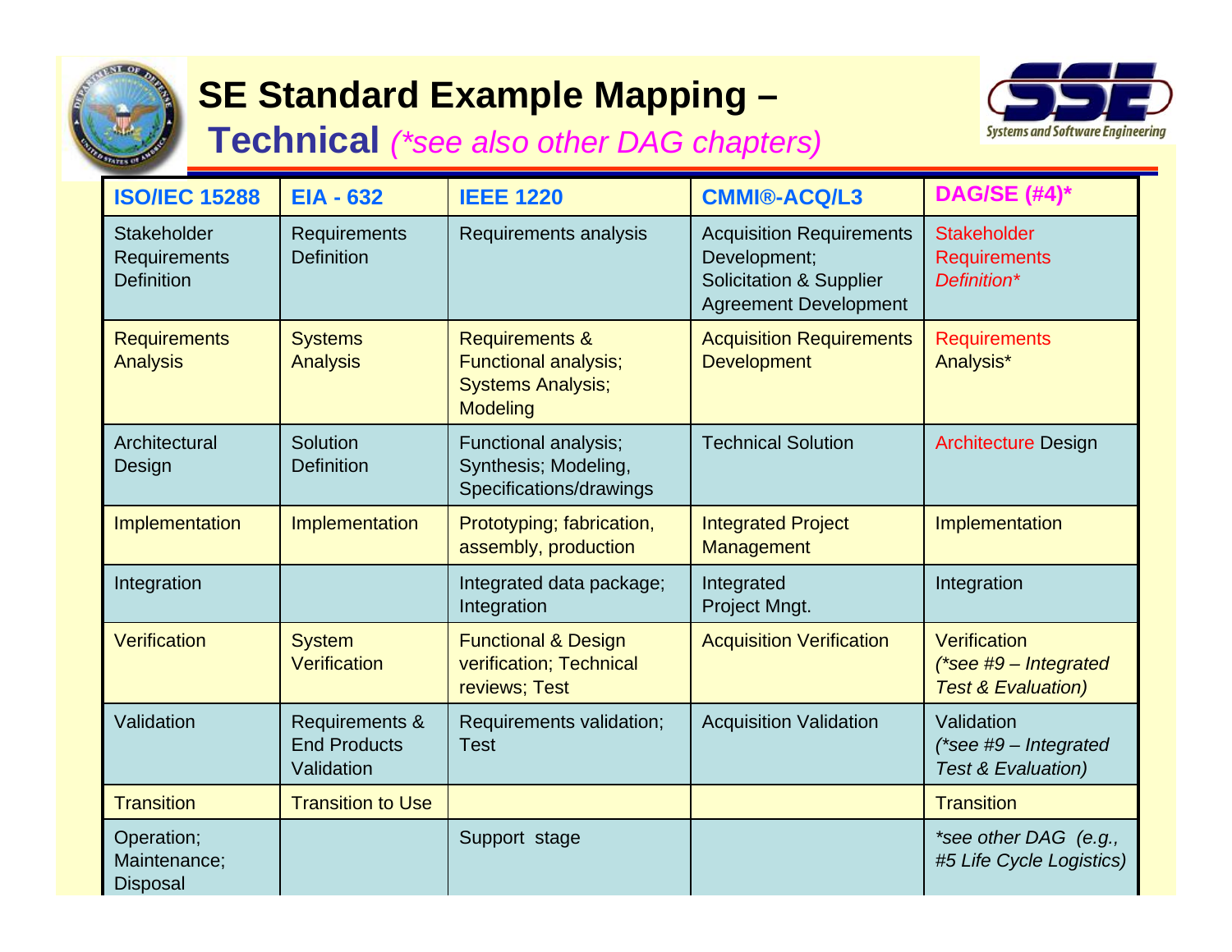# SE Standard Example Mapping – Technical *(*see also other DAG chapters)*

| ISO/IEC 15288 | EIA - 632 | IEEE 1220 | CMMI®-ACQ/L3 | DAG/SE (#4)* |
|---|---|---|---|---|
| Stakeholder Requirements Definition | Requirements Definition | Requirements analysis | Acquisition Requirements Development; Solicitation & Supplier Agreement Development | Stakeholder Requirements *Definition** |
| Requirements Analysis | Systems Analysis | Requirements & Functional analysis; Systems Analysis; Modeling | Acquisition Requirements Development | Requirements Analysis* |
| Architectural Design | Solution Definition | Functional analysis; Synthesis; Modeling, Specifications/drawings | Technical Solution | Architecture Design |
| Implementation | Implementation | Prototyping; fabrication, assembly, production | Integrated Project Management | Implementation |
| Integration | | Integrated data package; Integration | Integrated Project Mngt. | Integration |
| Verification | System Verification | Functional & Design verification; Technical reviews; Test | Acquisition Verification | Verification *(*see #9 – Integrated Test & Evaluation)* |
| Validation | Requirements & End Products Validation | Requirements validation; Test | Acquisition Validation | Validation *(*see #9 – Integrated Test & Evaluation)* |
| Transition | Transition to Use | | | Transition |
| Operation; Maintenance; Disposal | | Support stage | | **see other DAG (e.g., #5 Life Cycle Logistics)* |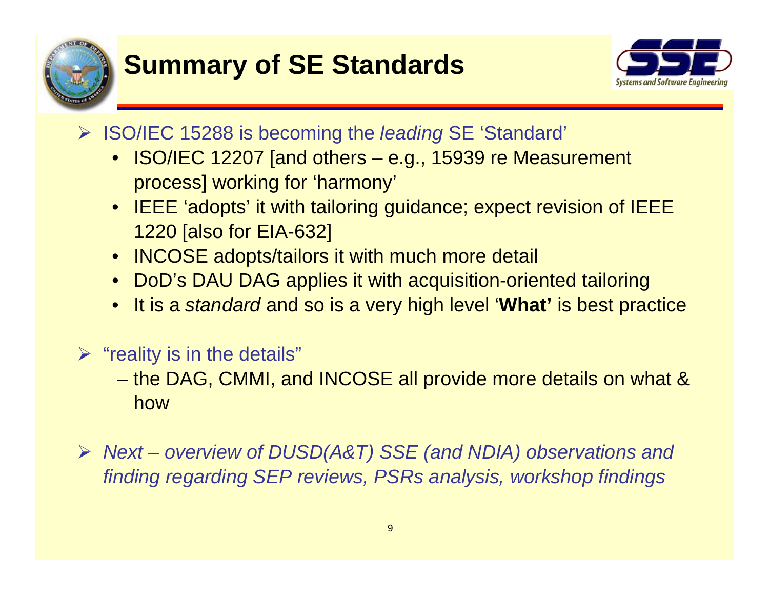# Summary of SE Standards

- ISO/IEC 15288 is becoming the *leading* SE 'Standard'
  - ISO/IEC 12207 [and others – e.g., 15939 re Measurement process] working for 'harmony'
  - IEEE 'adopts' it with tailoring guidance; expect revision of IEEE 1220 [also for EIA-632]
  - INCOSE adopts/tailors it with much more detail
  - DoD's DAU DAG applies it with acquisition-oriented tailoring
  - It is a *standard* and so is a very high level '**What'** is best practice

- "reality is in the details"
  - the DAG, CMMI, and INCOSE all provide more details on what & how

- *Next – overview of DUSD(A&T) SSE (and NDIA) observations and finding regarding SEP reviews, PSRs analysis, workshop findings*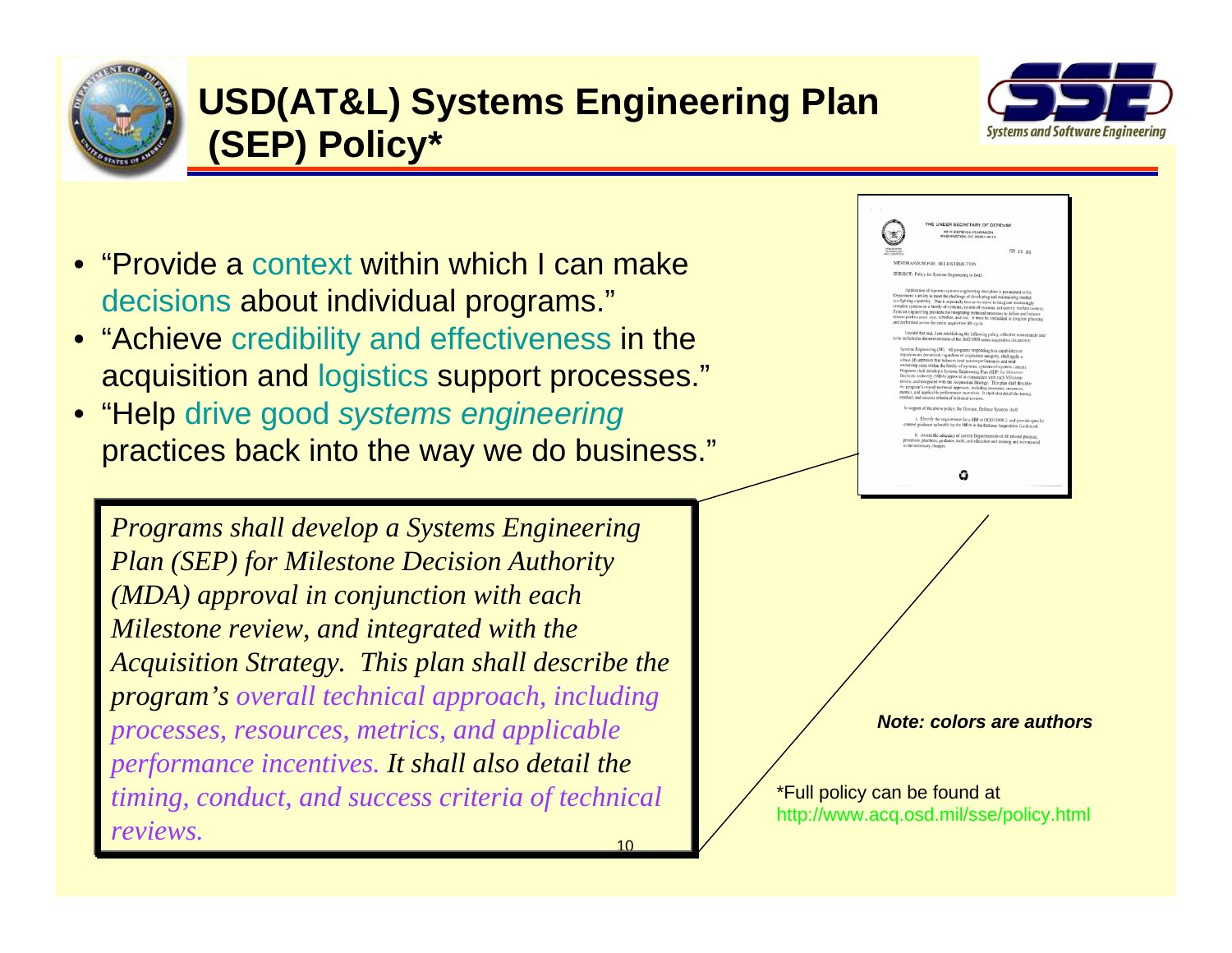# USD(AT&L) Systems Engineering Plan (SEP) Policy*

- "Provide a context within which I can make decisions about individual programs."
- "Achieve credibility and effectiveness in the acquisition and logistics support processes."
- "Help drive good *systems engineering* practices back into the way we do business."

> *Programs shall develop a Systems Engineering Plan (SEP) for Milestone Decision Authority (MDA) approval in conjunction with each Milestone review, and integrated with the Acquisition Strategy. This plan shall describe the program's overall technical approach, including processes, resources, metrics, and applicable performance incentives. It shall also detail the timing, conduct, and success criteria of technical reviews.*

***Note: colors are authors***

*Full policy can be found at http://www.acq.osd.mil/sse/policy.html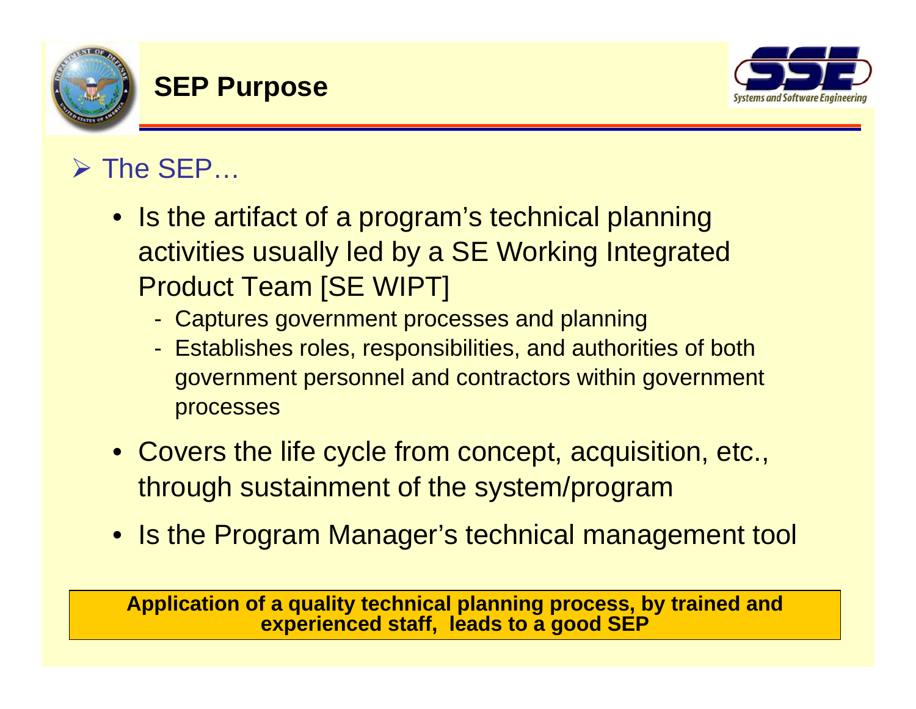# SEP Purpose

- The SEP…
  - Is the artifact of a program's technical planning activities usually led by a SE Working Integrated Product Team [SE WIPT]
    - Captures government processes and planning
    - Establishes roles, responsibilities, and authorities of both government personnel and contractors within government processes
  - Covers the life cycle from concept, acquisition, etc., through sustainment of the system/program
  - Is the Program Manager's technical management tool

**Application of a quality technical planning process, by trained and experienced staff, leads to a good SEP**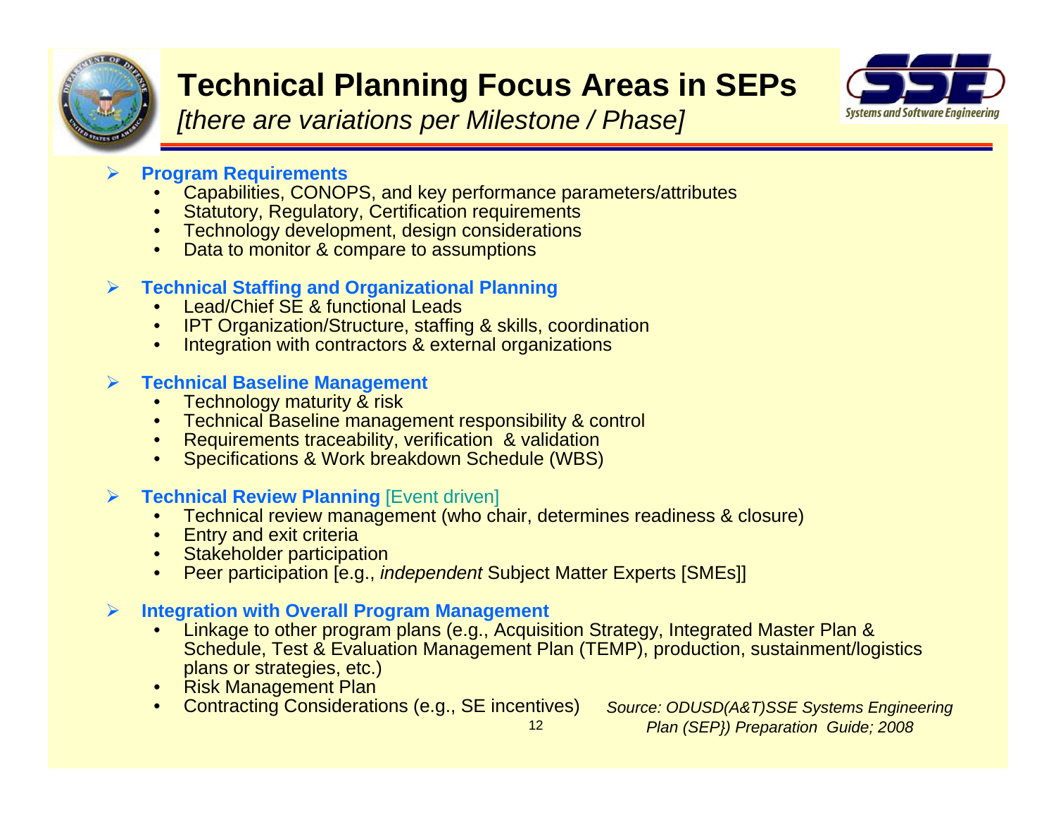# Technical Planning Focus Areas in SEPs

*[there are variations per Milestone / Phase]*

- **Program Requirements**
  - Capabilities, CONOPS, and key performance parameters/attributes
  - Statutory, Regulatory, Certification requirements
  - Technology development, design considerations
  - Data to monitor & compare to assumptions
- **Technical Staffing and Organizational Planning**
  - Lead/Chief SE & functional Leads
  - IPT Organization/Structure, staffing & skills, coordination
  - Integration with contractors & external organizations
- **Technical Baseline Management**
  - Technology maturity & risk
  - Technical Baseline management responsibility & control
  - Requirements traceability, verification & validation
  - Specifications & Work breakdown Schedule (WBS)
- **Technical Review Planning** [Event driven]
  - Technical review management (who chair, determines readiness & closure)
  - Entry and exit criteria
  - Stakeholder participation
  - Peer participation [e.g., *independent* Subject Matter Experts [SMEs]]
- **Integration with Overall Program Management**
  - Linkage to other program plans (e.g., Acquisition Strategy, Integrated Master Plan & Schedule, Test & Evaluation Management Plan (TEMP), production, sustainment/logistics plans or strategies, etc.)
  - Risk Management Plan
  - Contracting Considerations (e.g., SE incentives)

*Source: ODUSD(A&T)SSE Systems Engineering Plan (SEP}) Preparation Guide; 2008*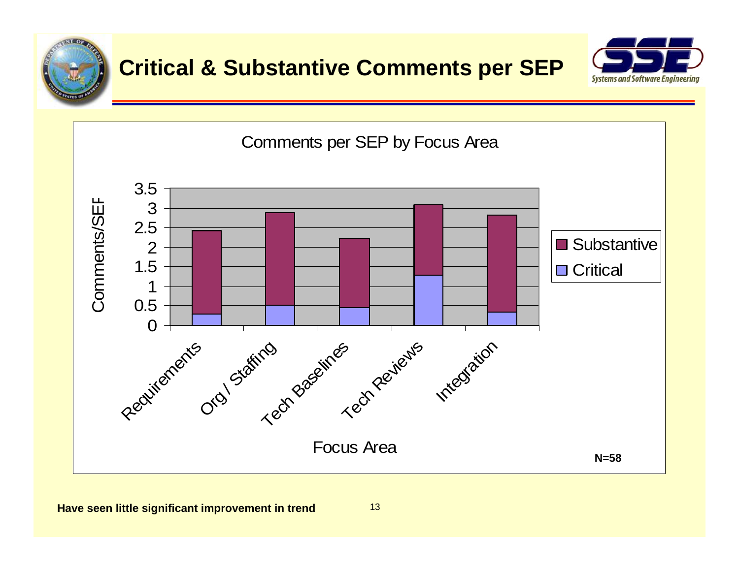# Critical & Substantive Comments per SEP

**Comments per SEP by Focus Area**

Comments/SEF (y-axis: 0 to 3.5)

Focus Area: Requirements, Org / Staffing, Tech Baselines, Tech Reviews, Integration

Legend: Substantive, Critical

**N=58**

**Have seen little significant improvement in trend**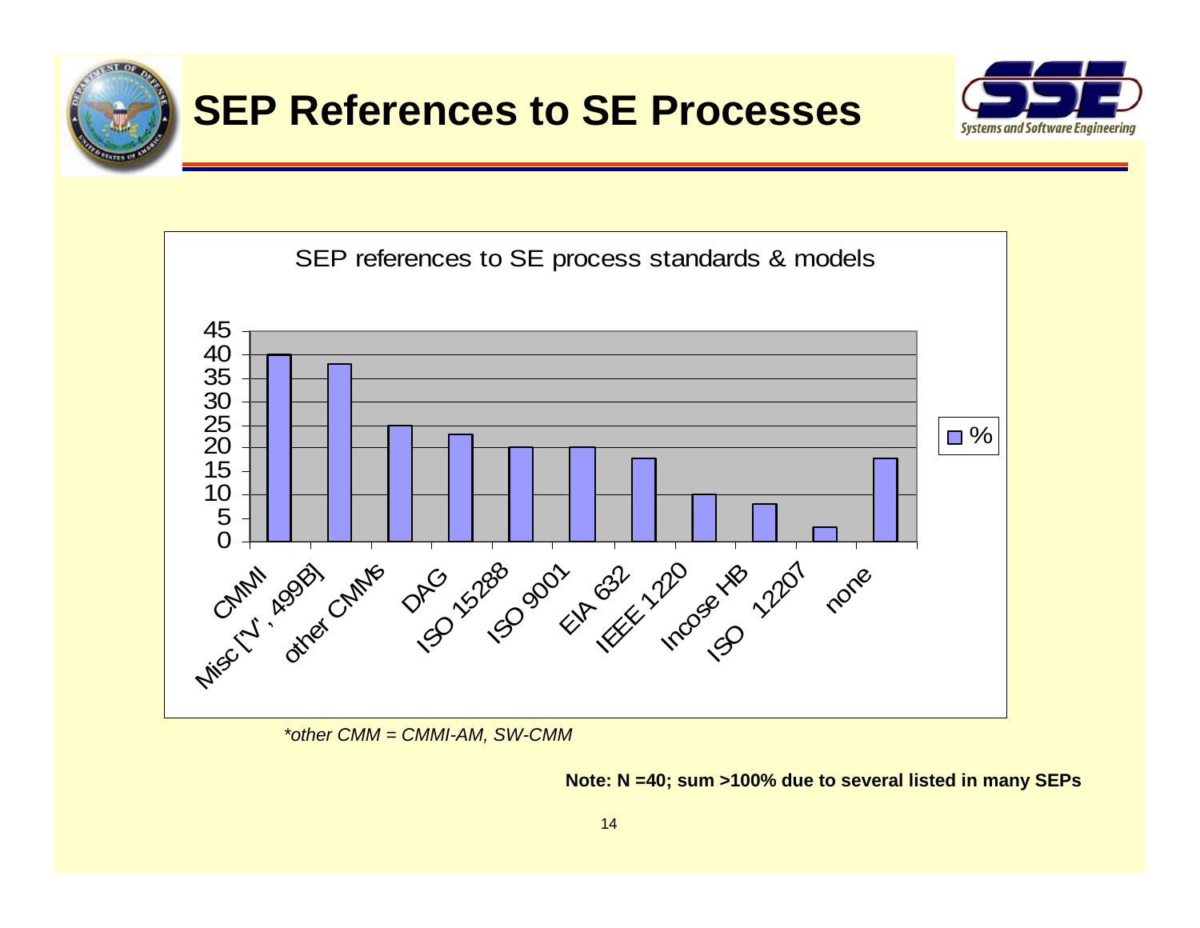# SEP References to SE Processes

SEP references to SE process standards & models

| Standard / Model | % |
|---|---|
| CMMI | 40 |
| Misc ['V', 499B] | 38 |
| other CMMs | 25 |
| DAG | 23 |
| ISO 15288 | 20 |
| ISO 9001 | 20 |
| EIA 632 | 17.5 |
| IEEE 1220 | 10 |
| Incose HB | 8 |
| ISO 12207 | 3 |
| none | 17.5 |

*\*other CMM = CMMI-AM, SW-CMM*

**Note: N =40; sum >100% due to several listed in many SEPs**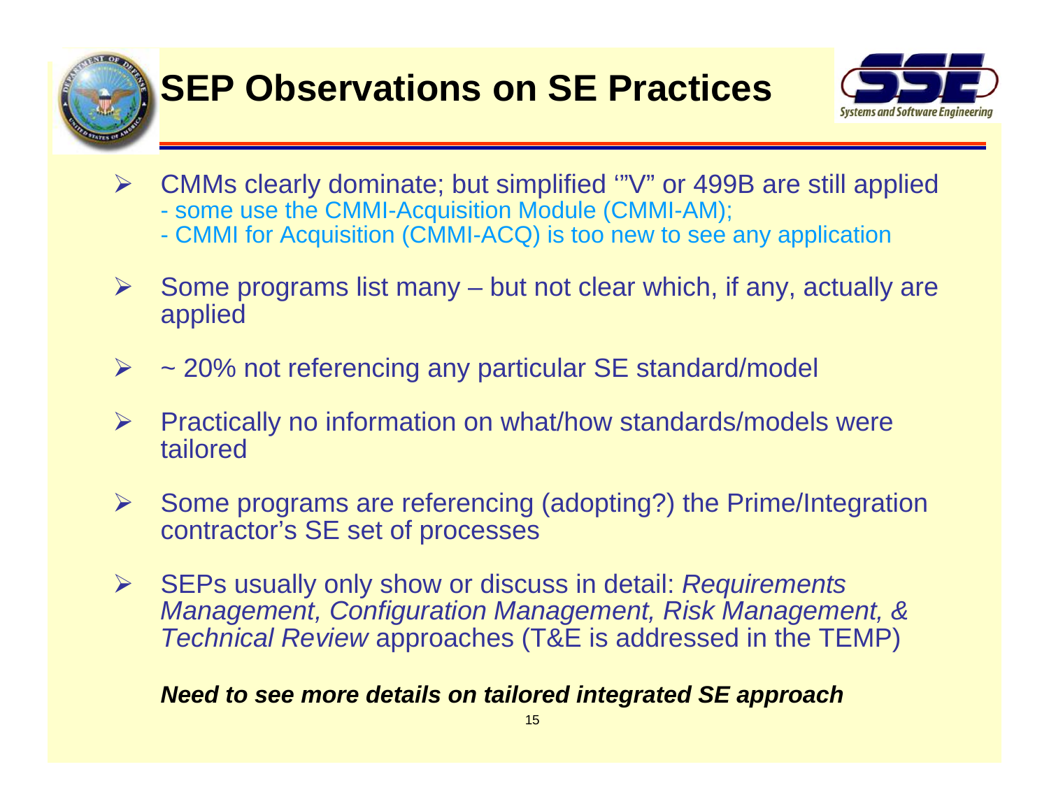# SEP Observations on SE Practices

- CMMs clearly dominate; but simplified '"V" or 499B are still applied
  - some use the CMMI-Acquisition Module (CMMI-AM);
  - CMMI for Acquisition (CMMI-ACQ) is too new to see any application
- Some programs list many – but not clear which, if any, actually are applied
- ~ 20% not referencing any particular SE standard/model
- Practically no information on what/how standards/models were tailored
- Some programs are referencing (adopting?) the Prime/Integration contractor's SE set of processes
- SEPs usually only show or discuss in detail: *Requirements Management, Configuration Management, Risk Management, & Technical Review* approaches (T&E is addressed in the TEMP)

***Need to see more details on tailored integrated SE approach***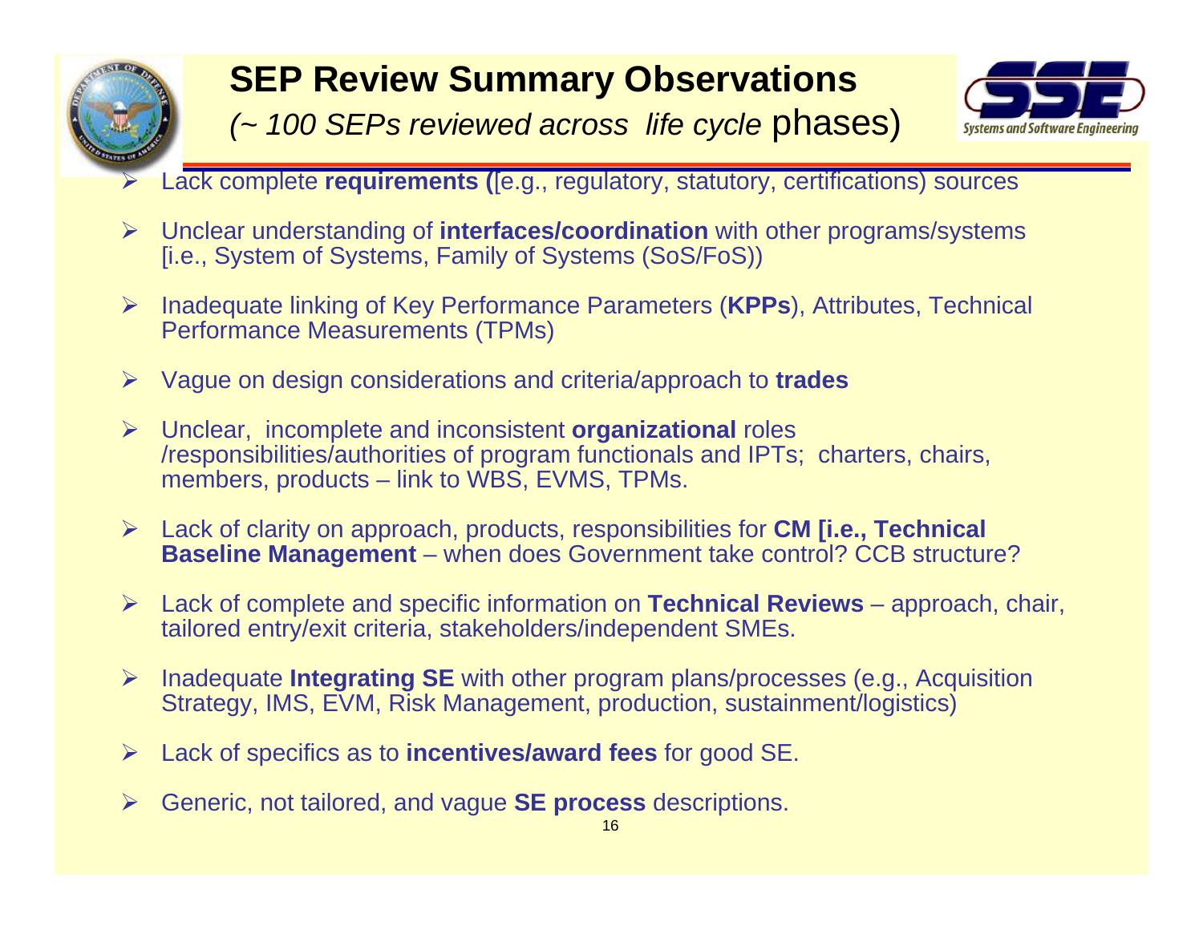# SEP Review Summary Observations

*(~ 100 SEPs reviewed across life cycle* phases)

- Lack complete **requirements (**[e.g., regulatory, statutory, certifications) sources
- Unclear understanding of **interfaces/coordination** with other programs/systems [i.e., System of Systems, Family of Systems (SoS/FoS))
- Inadequate linking of Key Performance Parameters (**KPPs**), Attributes, Technical Performance Measurements (TPMs)
- Vague on design considerations and criteria/approach to **trades**
- Unclear, incomplete and inconsistent **organizational** roles /responsibilities/authorities of program functionals and IPTs; charters, chairs, members, products – link to WBS, EVMS, TPMs.
- Lack of clarity on approach, products, responsibilities for **CM [i.e., Technical Baseline Management** – when does Government take control? CCB structure?
- Lack of complete and specific information on **Technical Reviews** – approach, chair, tailored entry/exit criteria, stakeholders/independent SMEs.
- Inadequate **Integrating SE** with other program plans/processes (e.g., Acquisition Strategy, IMS, EVM, Risk Management, production, sustainment/logistics)
- Lack of specifics as to **incentives/award fees** for good SE.
- Generic, not tailored, and vague **SE process** descriptions.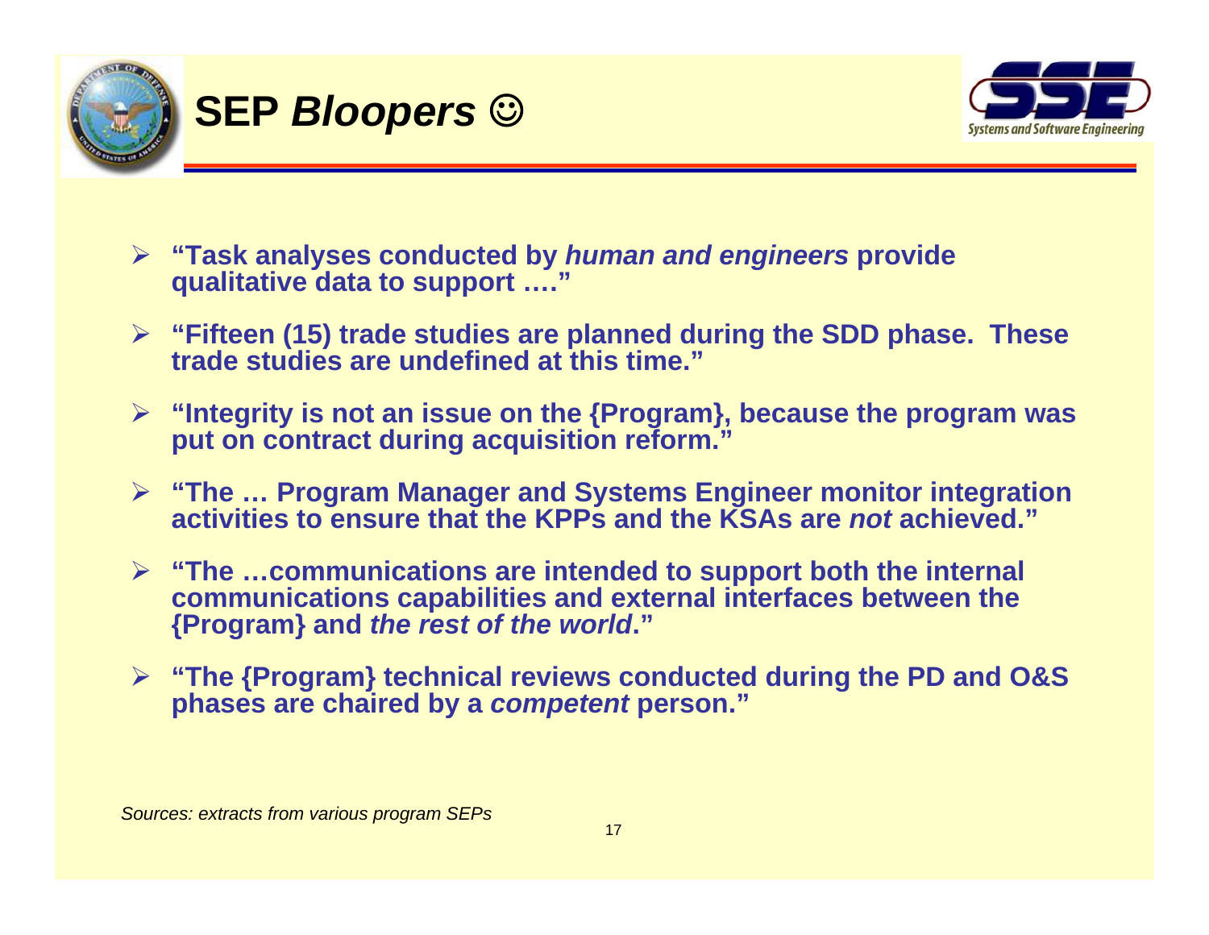# SEP *Bloopers* ☺

- **"Task analyses conducted by *human and engineers* provide qualitative data to support …."**
- **"Fifteen (15) trade studies are planned during the SDD phase. These trade studies are undefined at this time."**
- **"Integrity is not an issue on the {Program}, because the program was put on contract during acquisition reform."**
- **"The … Program Manager and Systems Engineer monitor integration activities to ensure that the KPPs and the KSAs are *not* achieved."**
- **"The …communications are intended to support both the internal communications capabilities and external interfaces between the {Program} and *the rest of the world*."**
- **"The {Program} technical reviews conducted during the PD and O&S phases are chaired by a *competent* person."**

*Sources: extracts from various program SEPs*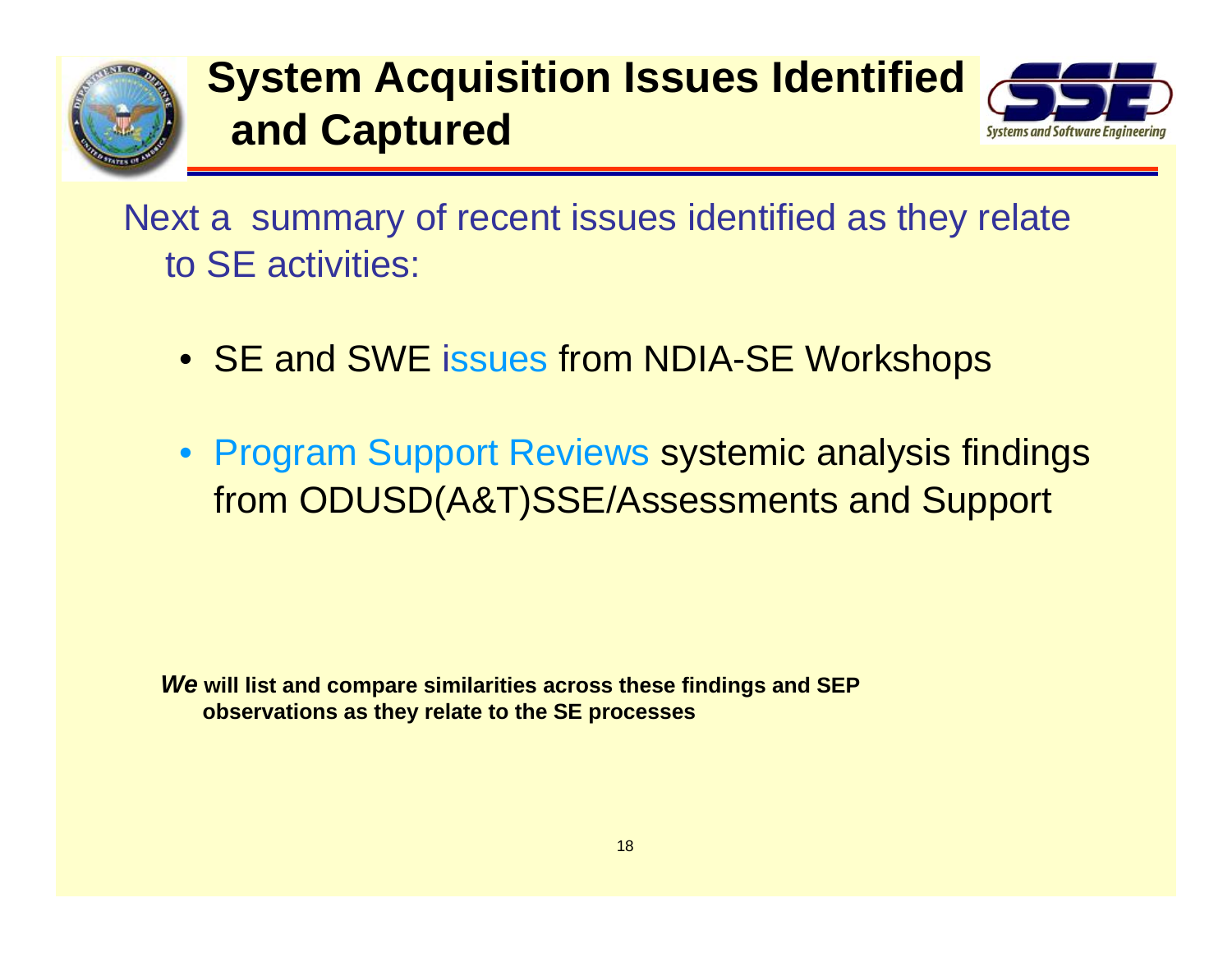# System Acquisition Issues Identified and Captured

Next a summary of recent issues identified as they relate to SE activities:

- SE and SWE issues from NDIA-SE Workshops
- Program Support Reviews systemic analysis findings from ODUSD(A&T)SSE/Assessments and Support

***We*** **will list and compare similarities across these findings and SEP observations as they relate to the SE processes**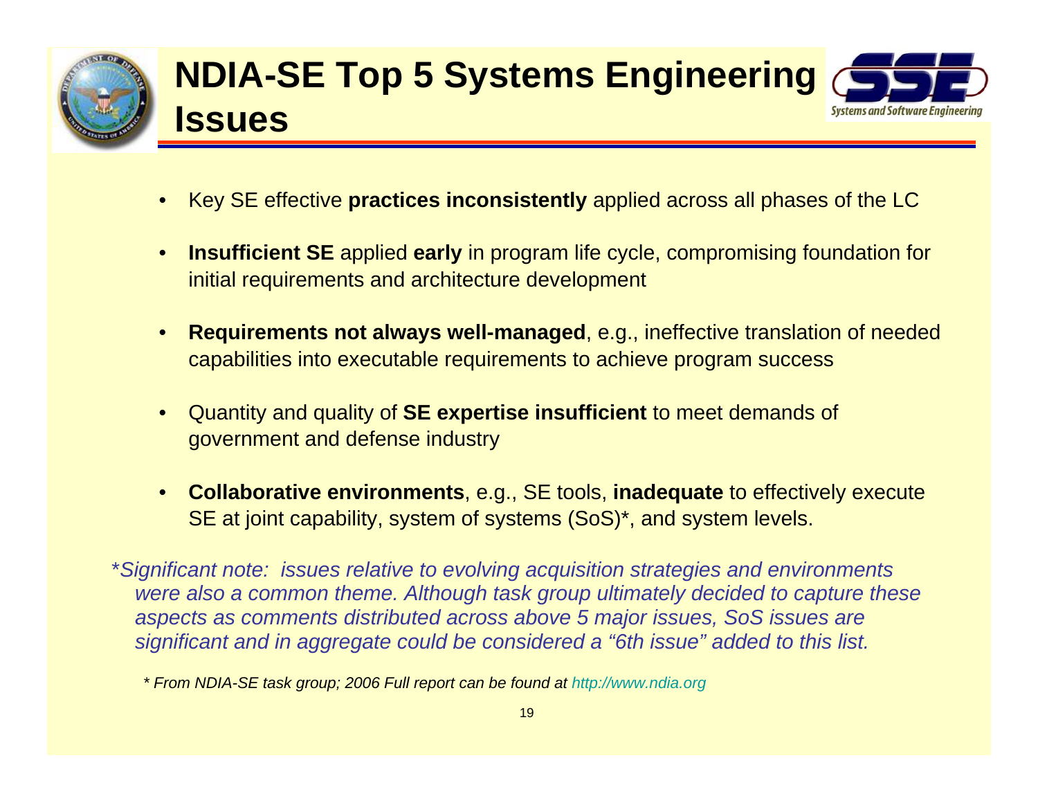# NDIA-SE Top 5 Systems Engineering Issues

- Key SE effective **practices inconsistently** applied across all phases of the LC
- **Insufficient SE** applied **early** in program life cycle, compromising foundation for initial requirements and architecture development
- **Requirements not always well-managed**, e.g., ineffective translation of needed capabilities into executable requirements to achieve program success
- Quantity and quality of **SE expertise insufficient** to meet demands of government and defense industry
- **Collaborative environments**, e.g., SE tools, **inadequate** to effectively execute SE at joint capability, system of systems (SoS)*, and system levels.

*\*Significant note: issues relative to evolving acquisition strategies and environments were also a common theme. Although task group ultimately decided to capture these aspects as comments distributed across above 5 major issues, SoS issues are significant and in aggregate could be considered a "6th issue" added to this list.*

*\* From NDIA-SE task group; 2006 Full report can be found at http://www.ndia.org*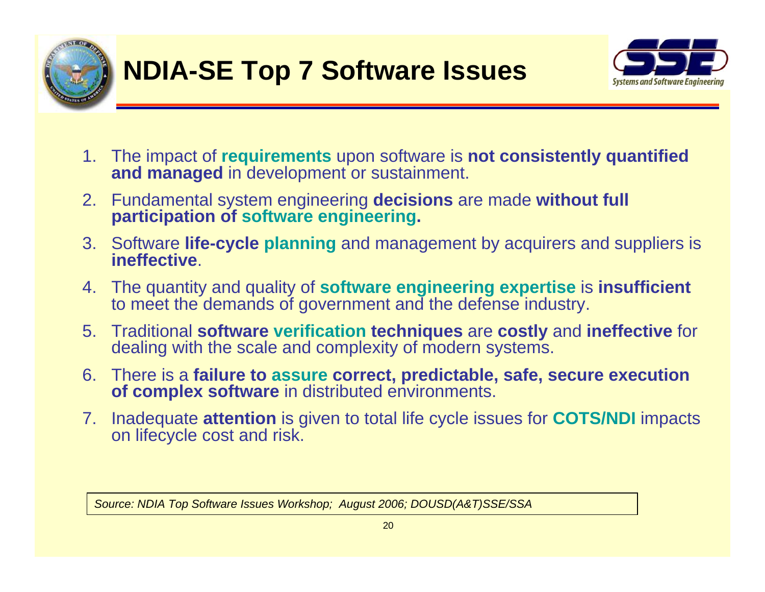# NDIA-SE Top 7 Software Issues

1. The impact of **requirements** upon software is **not consistently quantified and managed** in development or sustainment.
2. Fundamental system engineering **decisions** are made **without full participation of software engineering.**
3. Software **life-cycle planning** and management by acquirers and suppliers is **ineffective**.
4. The quantity and quality of **software engineering expertise** is **insufficient** to meet the demands of government and the defense industry.
5. Traditional **software verification techniques** are **costly** and **ineffective** for dealing with the scale and complexity of modern systems.
6. There is a **failure to assure correct, predictable, safe, secure execution of complex software** in distributed environments.
7. Inadequate **attention** is given to total life cycle issues for **COTS/NDI** impacts on lifecycle cost and risk.

*Source: NDIA Top Software Issues Workshop; August 2006; DOUSD(A&T)SSE/SSA*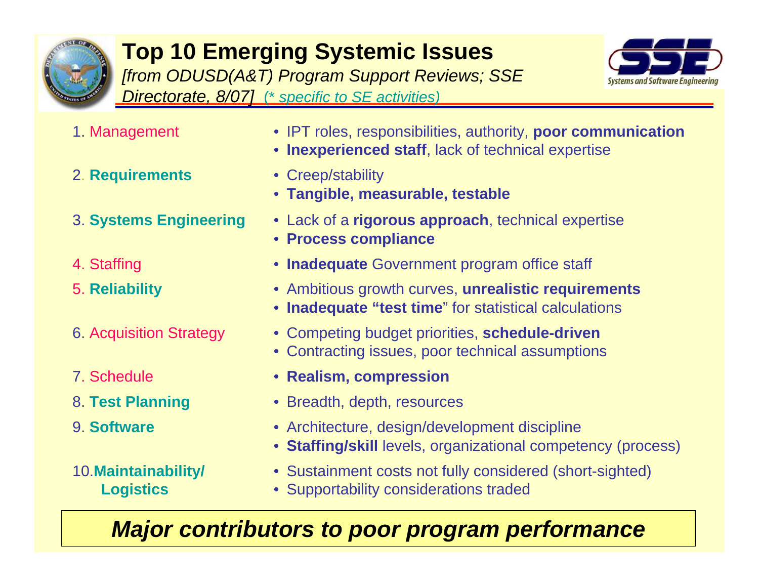# Top 10 Emerging Systemic Issues

*[from ODUSD(A&T) Program Support Reviews; SSE Directorate, 8/07]* (* *specific to SE activities*)

1. Management
   - IPT roles, responsibilities, authority, **poor communication**
   - **Inexperienced staff**, lack of technical expertise
2. **Requirements**
   - Creep/stability
   - **Tangible, measurable, testable**
3. **Systems Engineering**
   - Lack of a **rigorous approach**, technical expertise
   - **Process compliance**
4. Staffing
   - **Inadequate** Government program office staff
5. **Reliability**
   - Ambitious growth curves, **unrealistic requirements**
   - **Inadequate "test time**" for statistical calculations
6. Acquisition Strategy
   - Competing budget priorities, **schedule-driven**
   - Contracting issues, poor technical assumptions
7. Schedule
   - **Realism, compression**
8. **Test Planning**
   - Breadth, depth, resources
9. **Software**
   - Architecture, design/development discipline
   - **Staffing/skill** levels, organizational competency (process)
10. **Maintainability/ Logistics**
    - Sustainment costs not fully considered (short-sighted)
    - Supportability considerations traded

***Major contributors to poor program performance***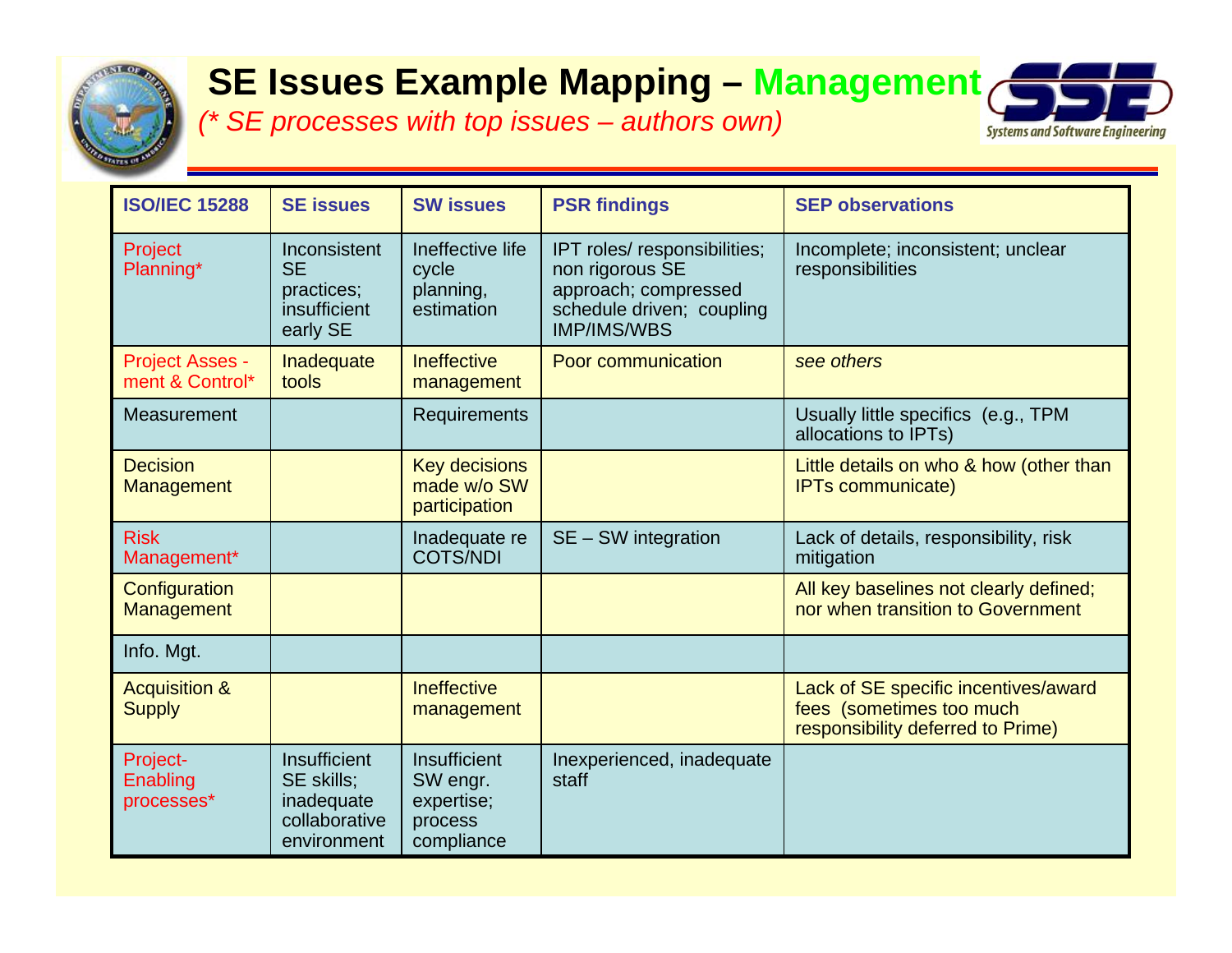# SE Issues Example Mapping – Management

*(* SE processes with top issues – authors own)*

| ISO/IEC 15288 | SE issues | SW issues | PSR findings | SEP observations |
|---|---|---|---|---|
| Project Planning* | Inconsistent SE practices; insufficient early SE | Ineffective life cycle planning, estimation | IPT roles/ responsibilities; non rigorous SE approach; compressed schedule driven; coupling IMP/IMS/WBS | Incomplete; inconsistent; unclear responsibilities |
| Project Asses - ment & Control* | Inadequate tools | Ineffective management | Poor communication | *see others* |
| Measurement | | Requirements | | Usually little specifics (e.g., TPM allocations to IPTs) |
| Decision Management | | Key decisions made w/o SW participation | | Little details on who & how (other than IPTs communicate) |
| Risk Management* | | Inadequate re COTS/NDI | SE – SW integration | Lack of details, responsibility, risk mitigation |
| Configuration Management | | | | All key baselines not clearly defined; nor when transition to Government |
| Info. Mgt. | | | | |
| Acquisition & Supply | | Ineffective management | | Lack of SE specific incentives/award fees (sometimes too much responsibility deferred to Prime) |
| Project-Enabling processes* | Insufficient SE skills; inadequate collaborative environment | Insufficient SW engr. expertise; process compliance | Inexperienced, inadequate staff | |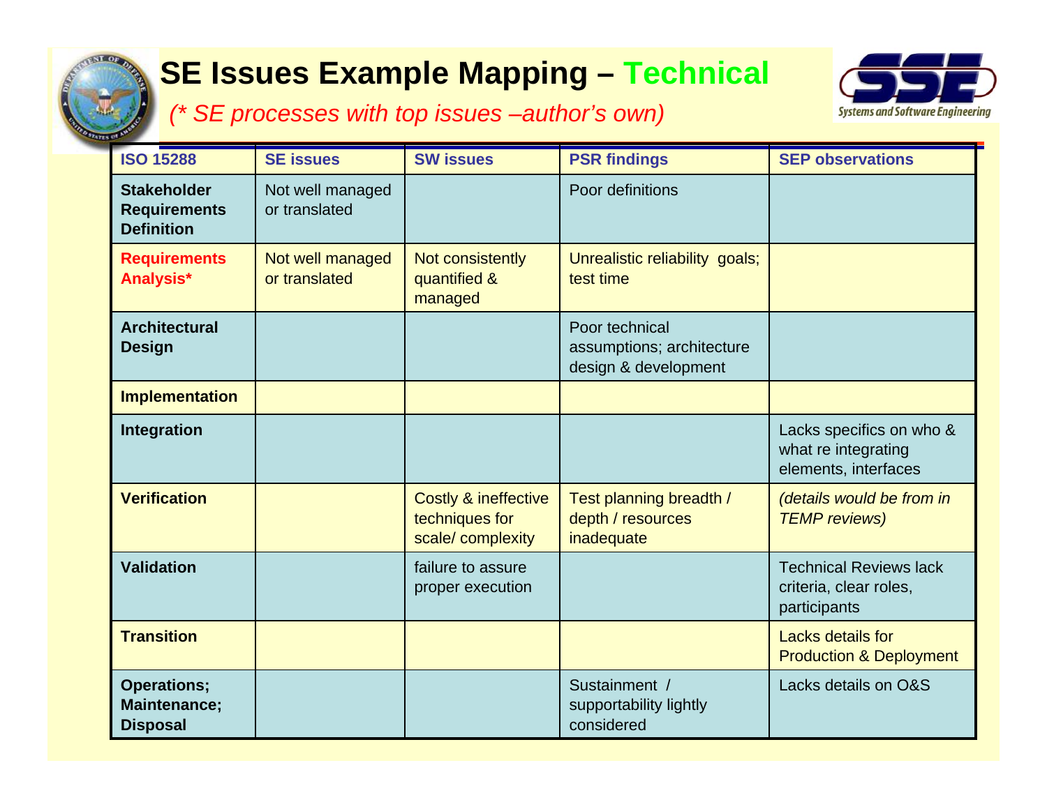# SE Issues Example Mapping – Technical

*(* SE processes with top issues –author's own)*

| ISO 15288 | SE issues | SW issues | PSR findings | SEP observations |
|---|---|---|---|---|
| **Stakeholder Requirements Definition** | Not well managed or translated | | Poor definitions | |
| **Requirements Analysis*** | Not well managed or translated | Not consistently quantified & managed | Unrealistic reliability goals; test time | |
| **Architectural Design** | | | Poor technical assumptions; architecture design & development | |
| **Implementation** | | | | |
| **Integration** | | | | Lacks specifics on who & what re integrating elements, interfaces |
| **Verification** | | Costly & ineffective techniques for scale/ complexity | Test planning breadth / depth / resources inadequate | *(details would be from in TEMP reviews)* |
| **Validation** | | failure to assure proper execution | | Technical Reviews lack criteria, clear roles, participants |
| **Transition** | | | | Lacks details for Production & Deployment |
| **Operations; Maintenance; Disposal** | | | Sustainment / supportability lightly considered | Lacks details on O&S |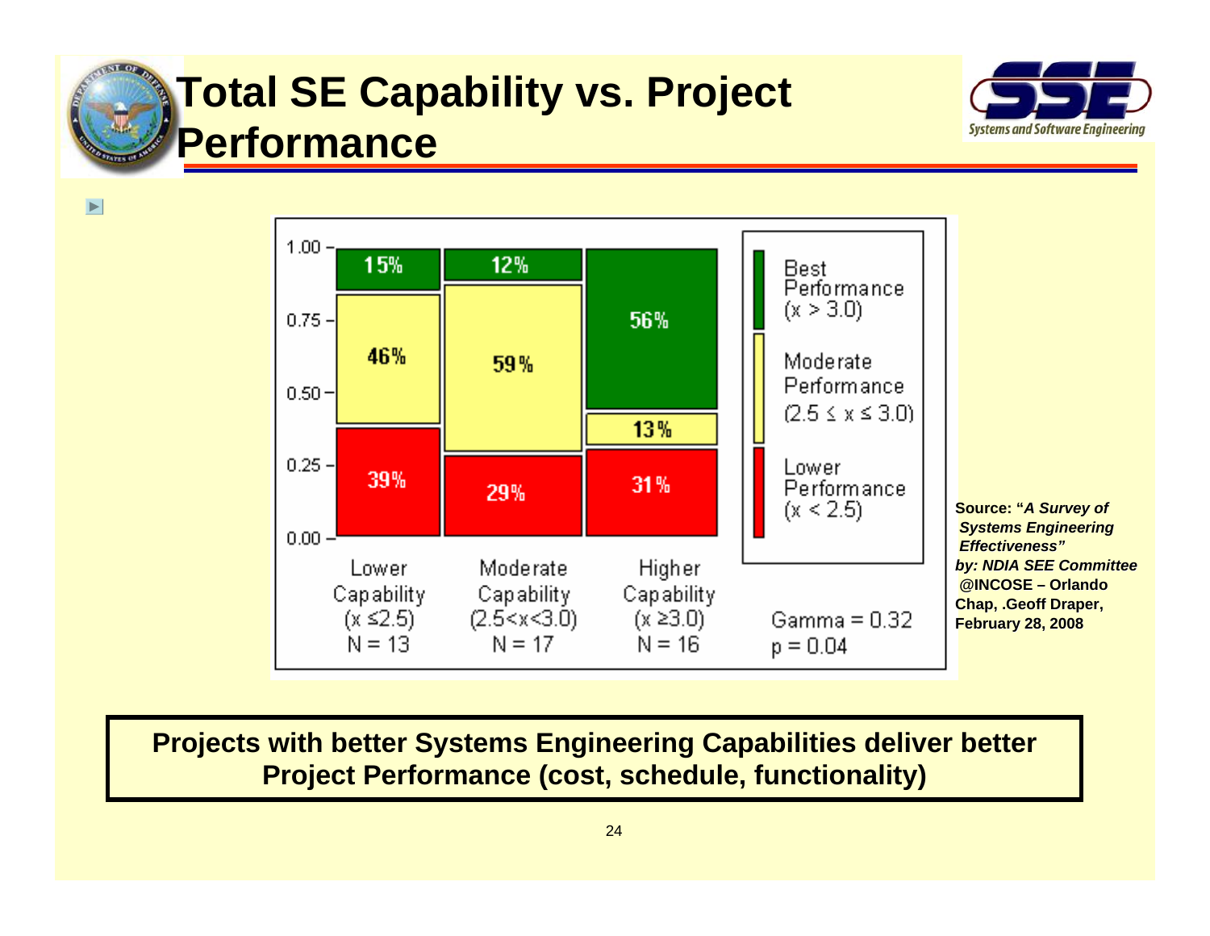# Total SE Capability vs. Project Performance

| | Lower Capability ($x \leq 2.5$) N = 13 | Moderate Capability ($2.5 < x < 3.0$) N = 17 | Higher Capability ($x \geq 3.0$) N = 16 |
|---|---|---|---|
| Best Performance ($x > 3.0$) | 15% | 12% | 56% |
| Moderate Performance ($2.5 \leq x \leq 3.0$) | 46% | 59% | 13% |
| Lower Performance ($x < 2.5$) | 39% | 29% | 31% |

Gamma = 0.32
p = 0.04

**Source: "*A Survey of Systems Engineering Effectiveness*" *by: NDIA SEE Committee* @INCOSE – Orlando Chap, .Geoff Draper, February 28, 2008**

**Projects with better Systems Engineering Capabilities deliver better Project Performance (cost, schedule, functionality)**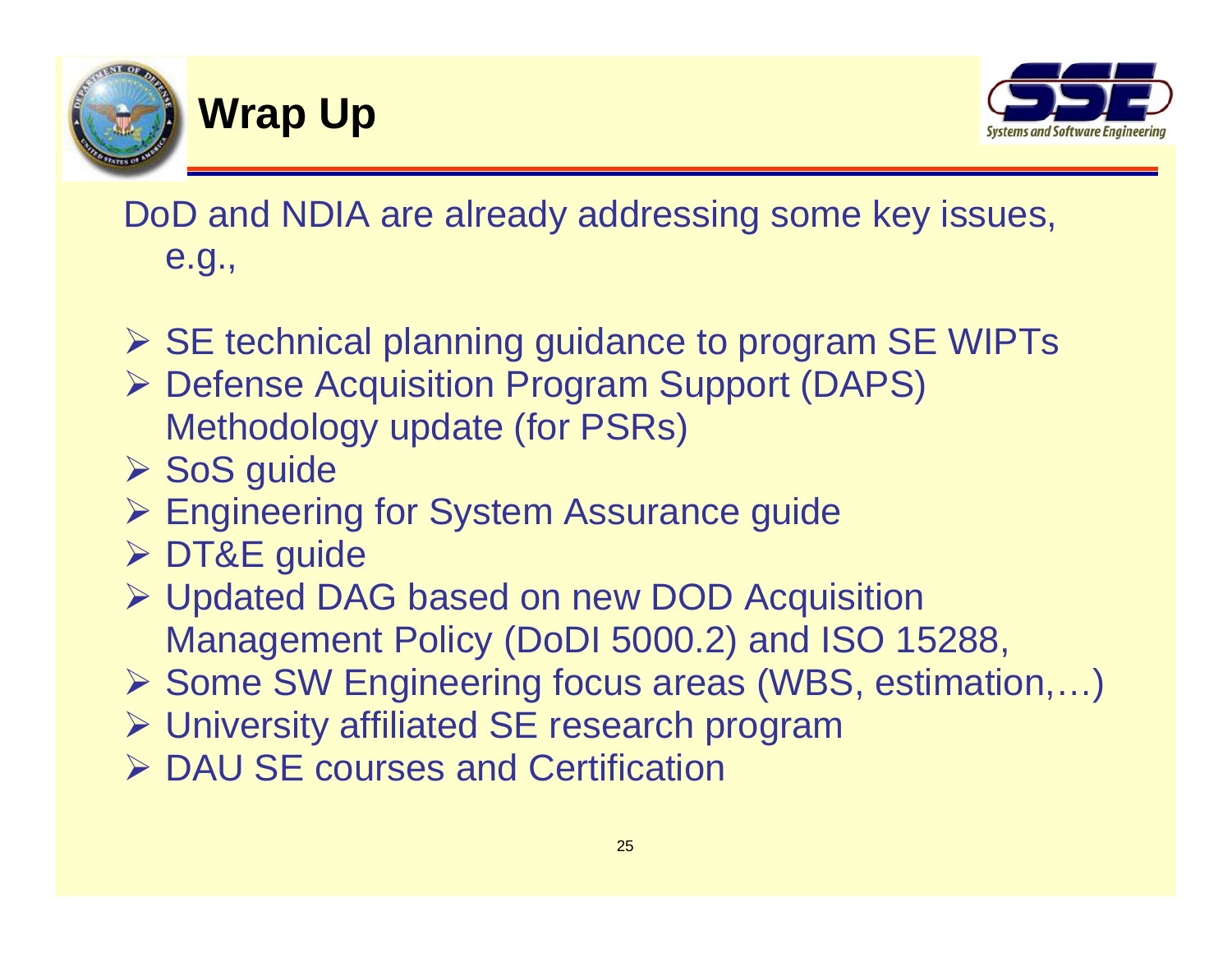# Wrap Up

DoD and NDIA are already addressing some key issues, e.g.,

- SE technical planning guidance to program SE WIPTs
- Defense Acquisition Program Support (DAPS) Methodology update (for PSRs)
- SoS guide
- Engineering for System Assurance guide
- DT&E guide
- Updated DAG based on new DOD Acquisition Management Policy (DoDI 5000.2) and ISO 15288,
- Some SW Engineering focus areas (WBS, estimation,…)
- University affiliated SE research program
- DAU SE courses and Certification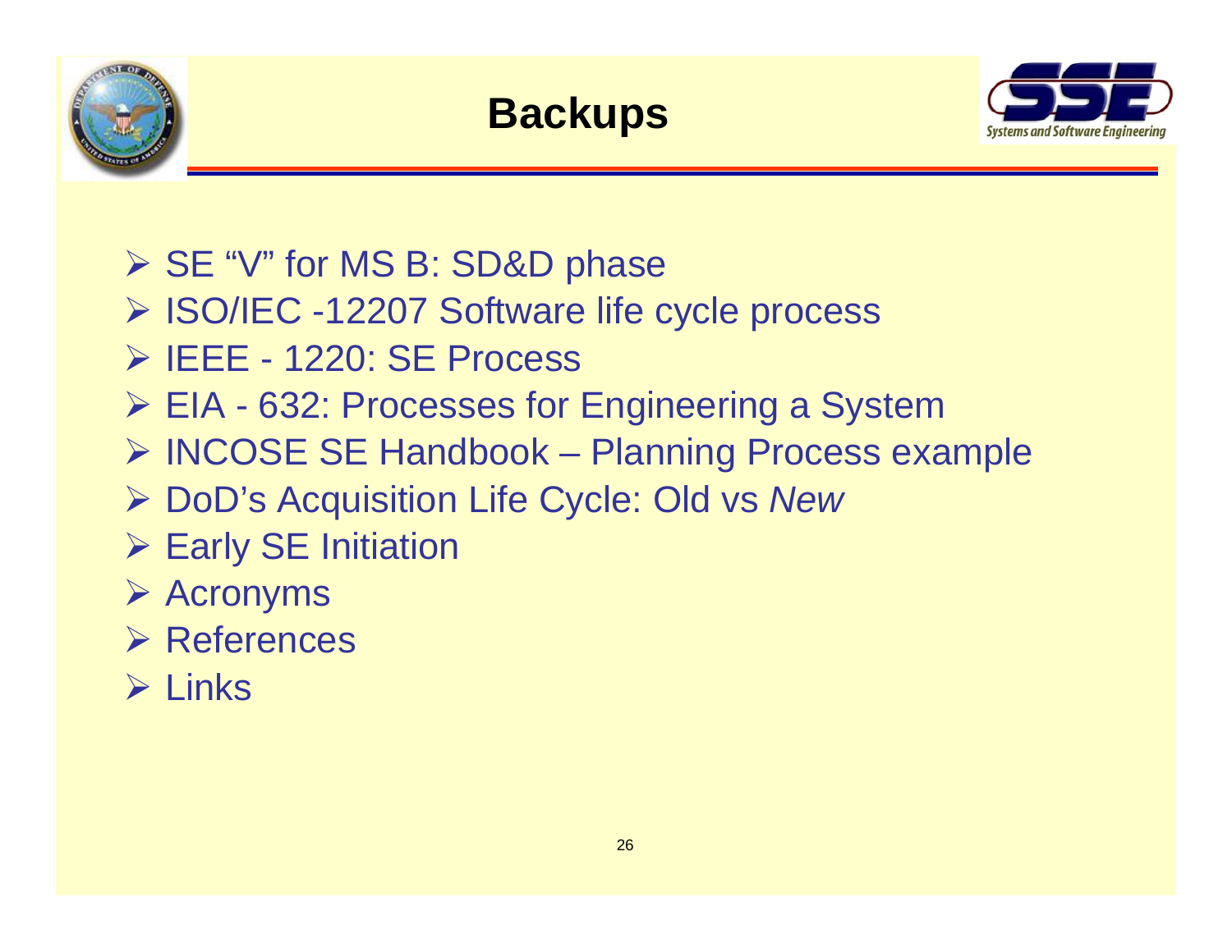# Backups

- SE "V" for MS B: SD&D phase
- ISO/IEC -12207 Software life cycle process
- IEEE - 1220: SE Process
- EIA - 632: Processes for Engineering a System
- INCOSE SE Handbook – Planning Process example
- DoD's Acquisition Life Cycle: Old vs *New*
- Early SE Initiation
- Acronyms
- References
- Links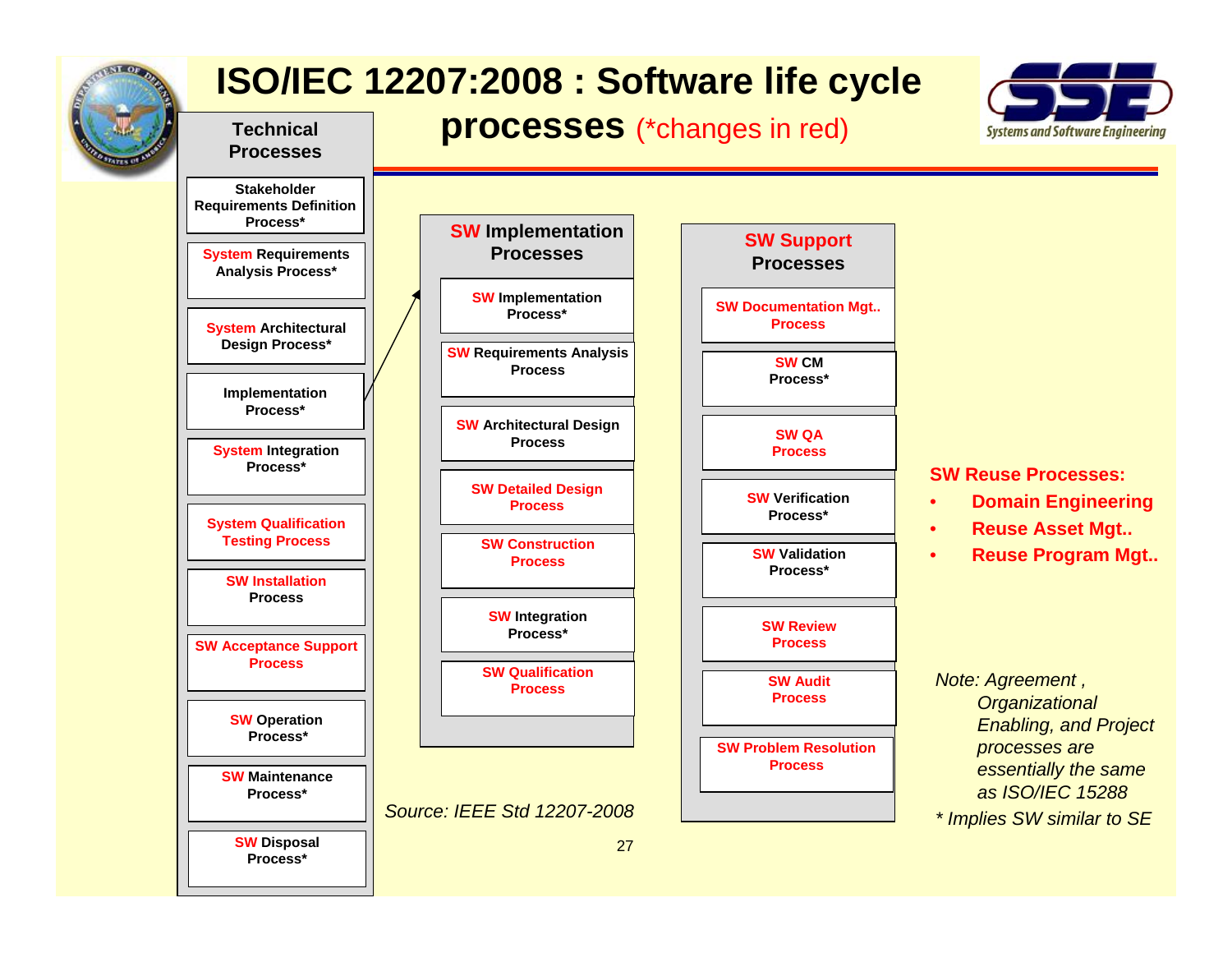# ISO/IEC 12207:2008 : Software life cycle processes (*changes in red)

## Technical Processes

- Stakeholder Requirements Definition Process*
- System Requirements Analysis Process*
- System Architectural Design Process*
- Implementation Process*
- System Integration Process*
- System Qualification Testing Process
- SW Installation Process
- SW Acceptance Support Process
- SW Operation Process*
- SW Maintenance Process*
- SW Disposal Process*

## SW Implementation Processes

- SW Implementation Process*
- SW Requirements Analysis Process
- SW Architectural Design Process
- SW Detailed Design Process
- SW Construction Process
- SW Integration Process*
- SW Qualification Process

## SW Support Processes

- SW Documentation Mgt.. Process
- SW CM Process*
- SW QA Process
- SW Verification Process*
- SW Validation Process*
- SW Review Process
- SW Audit Process
- SW Problem Resolution Process

**SW Reuse Processes:**

- Domain Engineering
- Reuse Asset Mgt..
- Reuse Program Mgt..

*Note: Agreement , Organizational Enabling, and Project processes are essentially the same as ISO/IEC 15288*

*\* Implies SW similar to SE*

*Source: IEEE Std 12207-2008*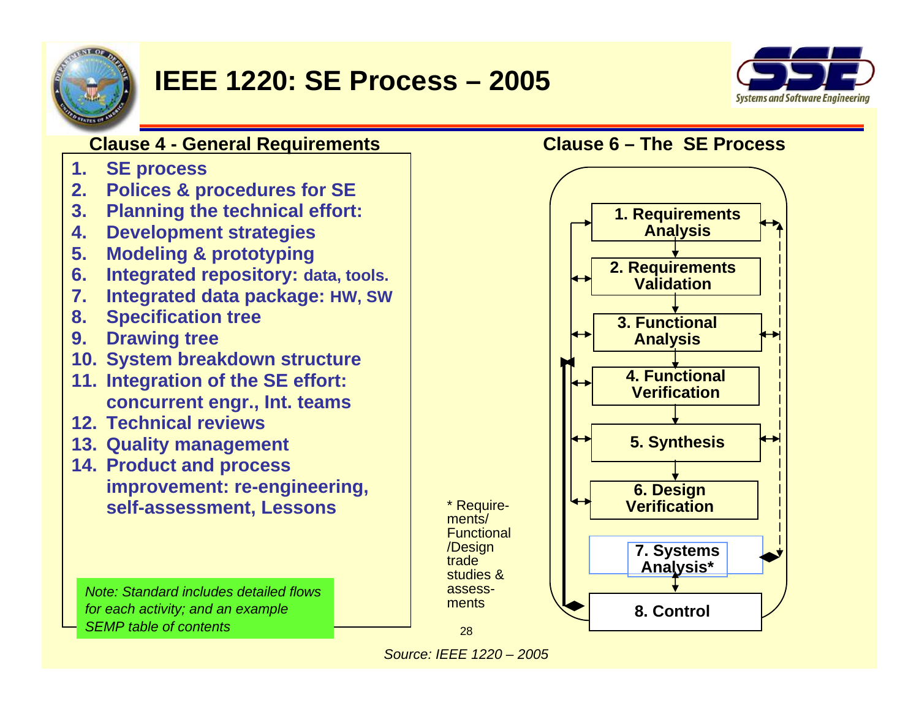# IEEE 1220: SE Process – 2005

## Clause 4 - General Requirements

1. SE process
2. Polices & procedures for SE
3. Planning the technical effort:
4. Development strategies
5. Modeling & prototyping
6. Integrated repository: data, tools.
7. Integrated data package: HW, SW
8. Specification tree
9. Drawing tree
10. System breakdown structure
11. Integration of the SE effort: concurrent engr., Int. teams
12. Technical reviews
13. Quality management
14. Product and process improvement: re-engineering, self-assessment, Lessons

*Note: Standard includes detailed flows for each activity; and an example SEMP table of contents*

## Clause 6 – The SE Process

1. Requirements Analysis
2. Requirements Validation
3. Functional Analysis
4. Functional Verification
5. Synthesis
6. Design Verification
7. Systems Analysis*
8. Control

\* Requirements/ Functional /Design trade studies & assessments

*Source: IEEE 1220 – 2005*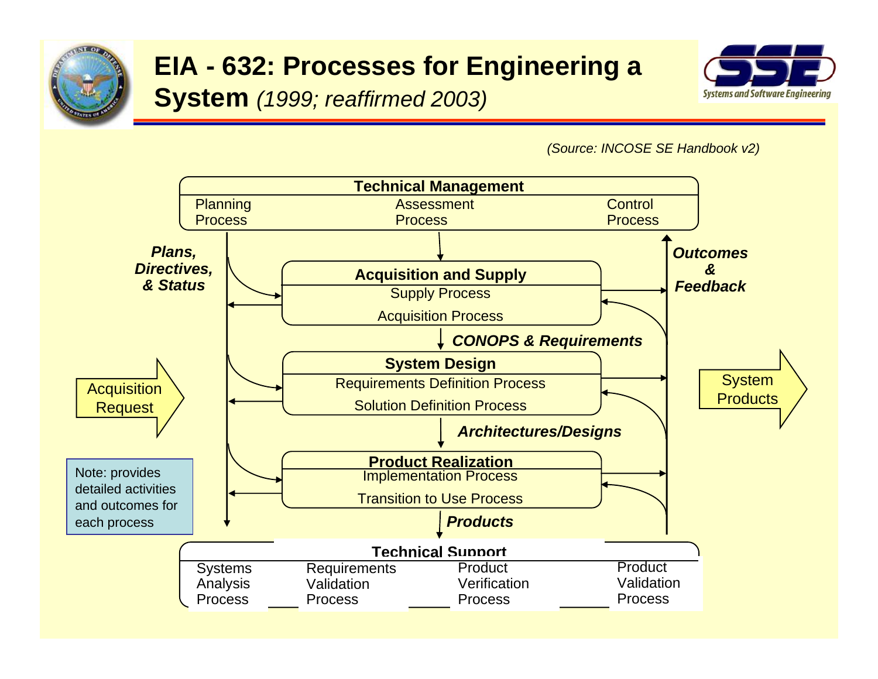# EIA - 632: Processes for Engineering a System *(1999; reaffirmed 2003)*

*(Source: INCOSE SE Handbook v2)*

**Technical Management**

- Planning Process
- Assessment Process
- Control Process

***Plans, Directives, & Status***

***Outcomes & Feedback***

**Acquisition and Supply**

- Supply Process
- Acquisition Process

***CONOPS & Requirements***

**System Design**

- Requirements Definition Process
- Solution Definition Process

***Architectures/Designs***

**Product Realization**

- Implementation Process
- Transition to Use Process

***Products***

**Technical Support**

- Systems Analysis Process
- Requirements Validation Process
- Product Verification Process
- Product Validation Process

Acquisition Request

System Products

Note: provides detailed activities and outcomes for each process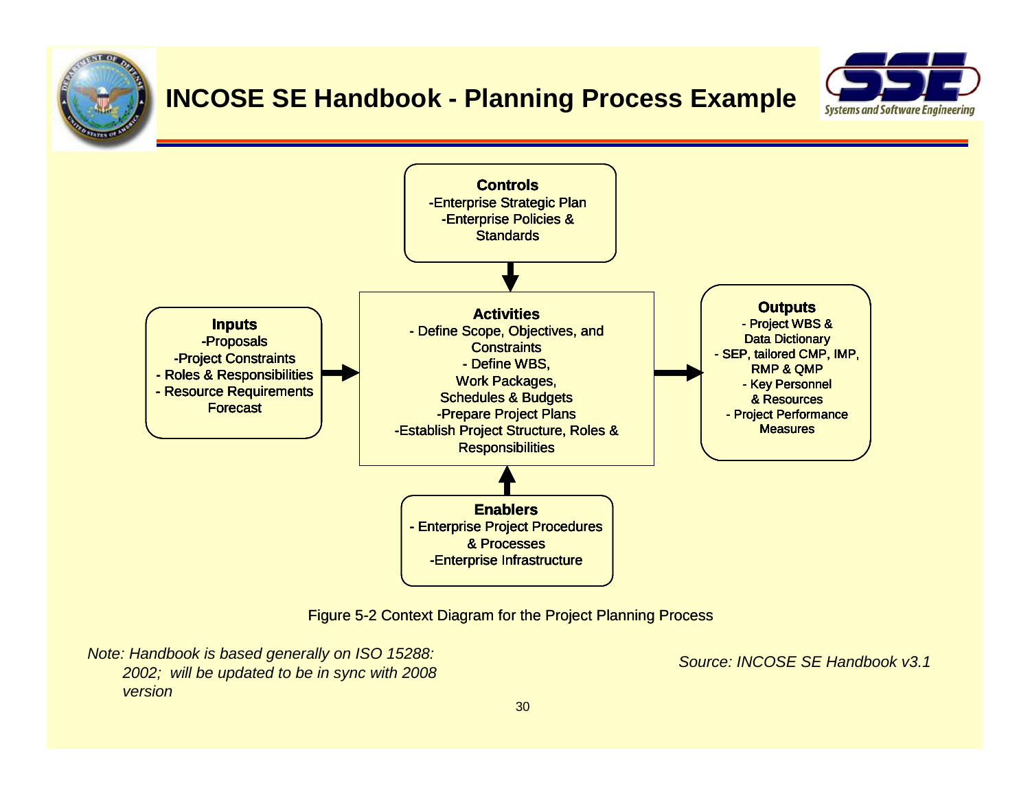# INCOSE SE Handbook - Planning Process Example

**Controls**
- Enterprise Strategic Plan
- Enterprise Policies & Standards

**Inputs**
- Proposals
- Project Constraints
- Roles & Responsibilities
- Resource Requirements Forecast

**Activities**
- Define Scope, Objectives, and Constraints
- Define WBS, Work Packages, Schedules & Budgets
- Prepare Project Plans
- Establish Project Structure, Roles & Responsibilities

**Outputs**
- Project WBS & Data Dictionary
- SEP, tailored CMP, IMP, RMP & QMP
- Key Personnel & Resources
- Project Performance Measures

**Enablers**
- Enterprise Project Procedures & Processes
- Enterprise Infrastructure

Figure 5-2 Context Diagram for the Project Planning Process

*Note: Handbook is based generally on ISO 15288: 2002; will be updated to be in sync with 2008 version*

*Source: INCOSE SE Handbook v3.1*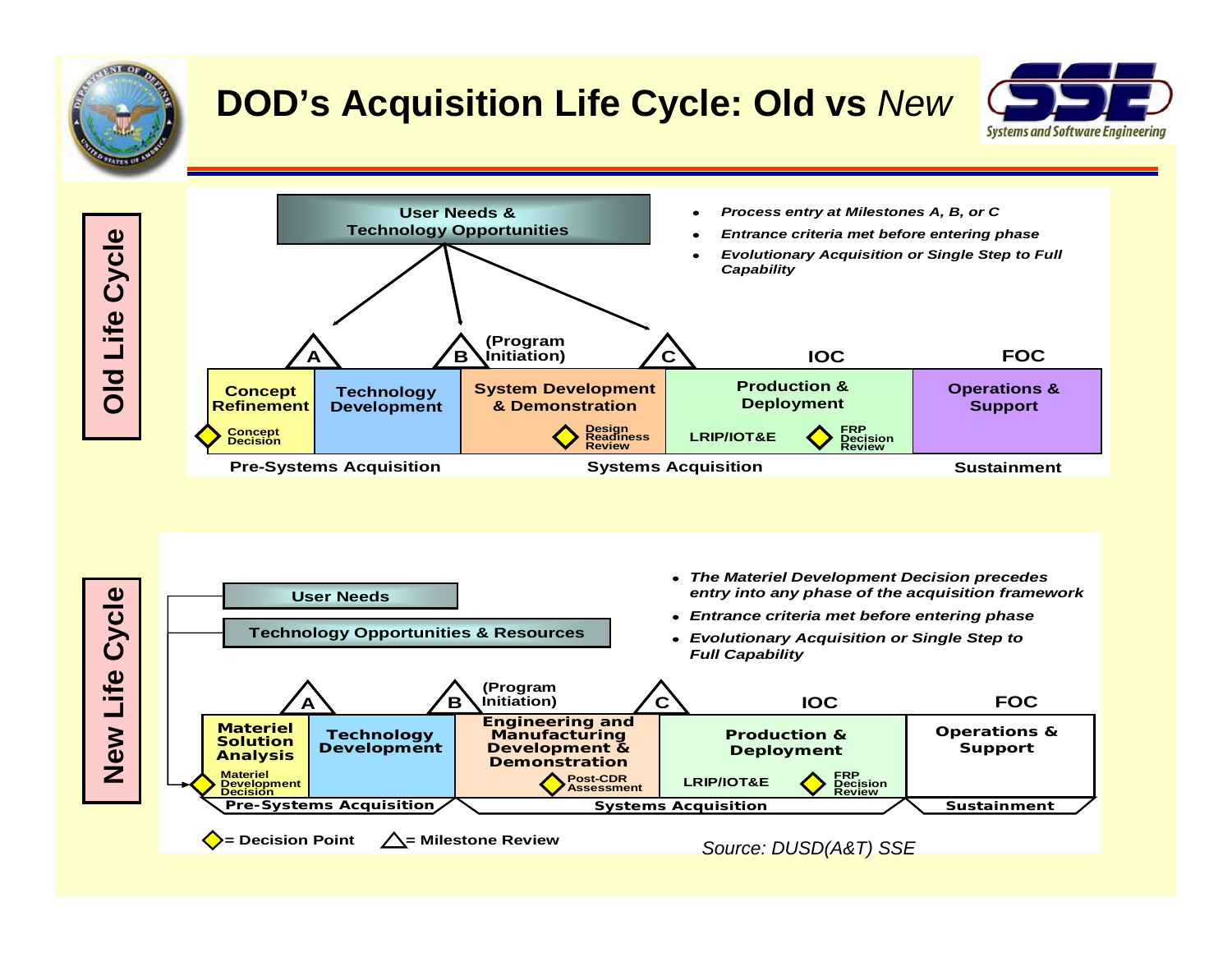# DOD's Acquisition Life Cycle: Old vs *New*

## Old Life Cycle

**User Needs & Technology Opportunities**

- *Process entry at Milestones A, B, or C*
- *Entrance criteria met before entering phase*
- *Evolutionary Acquisition or Single Step to Full Capability*

A — B (Program Initiation) — C — IOC — FOC

| Concept Refinement | Technology Development | System Development & Demonstration | Production & Deployment | Operations & Support |
|---|---|---|---|---|
| Concept Decision | | Design Readiness Review | LRIP/IOT&E; FRP Decision Review | |

Pre-Systems Acquisition | Systems Acquisition | Sustainment

## New Life Cycle

**User Needs**

**Technology Opportunities & Resources**

- *The Materiel Development Decision precedes entry into any phase of the acquisition framework*
- *Entrance criteria met before entering phase*
- *Evolutionary Acquisition or Single Step to Full Capability*

A — B (Program Initiation) — C — IOC — FOC

| Materiel Solution Analysis | Technology Development | Engineering and Manufacturing Development & Demonstration | Production & Deployment | Operations & Support |
|---|---|---|---|---|
| Materiel Development Decision | | Post-CDR Assessment | LRIP/IOT&E; FRP Decision Review | |

Pre-Systems Acquisition | Systems Acquisition | Sustainment

◇ = Decision Point  △ = Milestone Review

*Source: DUSD(A&T) SSE*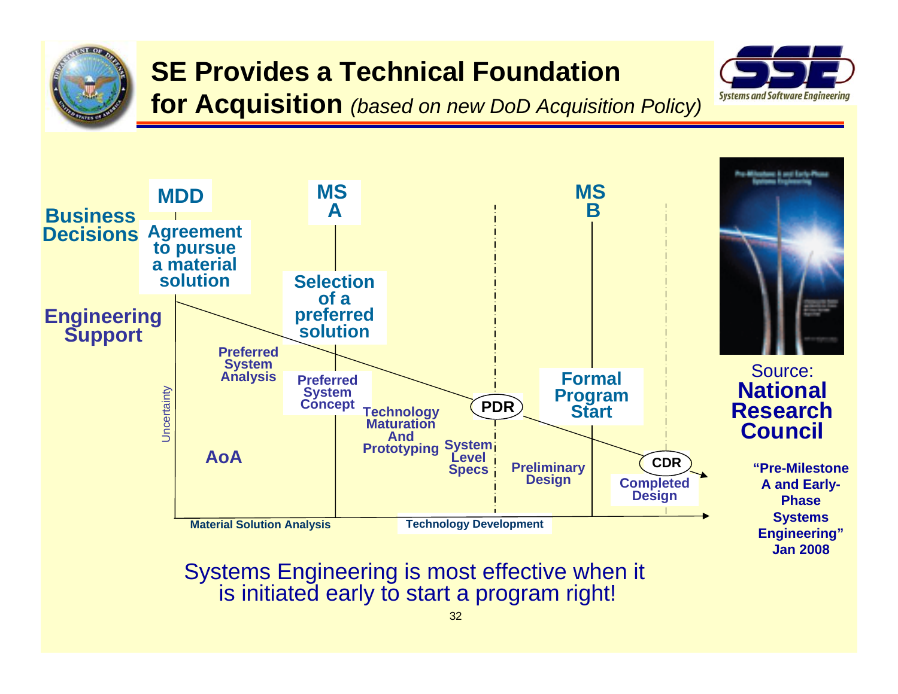# SE Provides a Technical Foundation for Acquisition *(based on new DoD Acquisition Policy)*

**Business Decisions**

- **MDD** — Agreement to pursue a material solution
- **MS A** — Selection of a preferred solution
- **MS B** — Formal Program Start

**Engineering Support**

- AoA
- Preferred System Analysis
- Preferred System Concept
- Technology Maturation And Prototyping
- System Level Specs
- PDR
- Preliminary Design
- CDR
- Completed Design

Uncertainty

Material Solution Analysis | Technology Development

Source: **National Research Council**

**"Pre-Milestone A and Early-Phase Systems Engineering" Jan 2008**

Systems Engineering is most effective when it is initiated early to start a program right!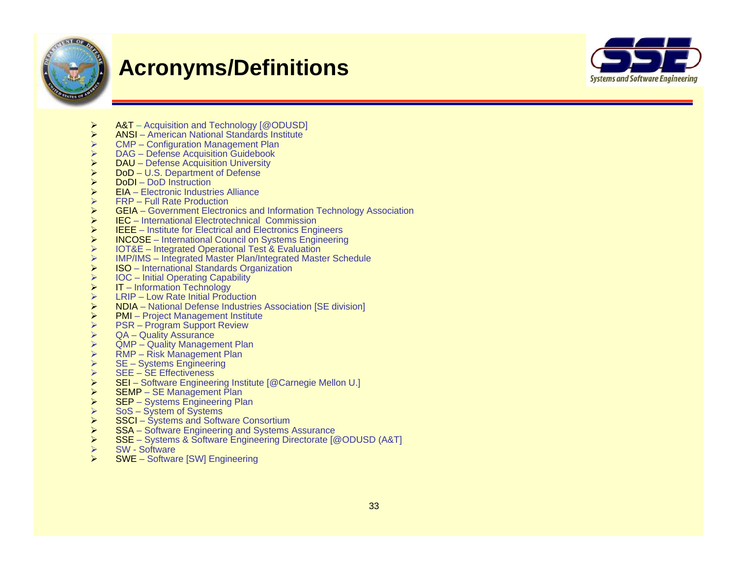# Acronyms/Definitions

- A&T – Acquisition and Technology [@ODUSD]
- ANSI – American National Standards Institute
- CMP – Configuration Management Plan
- DAG – Defense Acquisition Guidebook
- DAU – Defense Acquisition University
- DoD – U.S. Department of Defense
- DoDI – DoD Instruction
- EIA – Electronic Industries Alliance
- FRP – Full Rate Production
- GEIA – Government Electronics and Information Technology Association
- IEC – International Electrotechnical Commission
- IEEE – Institute for Electrical and Electronics Engineers
- INCOSE – International Council on Systems Engineering
- IOT&E – Integrated Operational Test & Evaluation
- IMP/IMS – Integrated Master Plan/Integrated Master Schedule
- ISO – International Standards Organization
- IOC – Initial Operating Capability
- IT – Information Technology
- LRIP – Low Rate Initial Production
- NDIA – National Defense Industries Association [SE division]
- PMI – Project Management Institute
- PSR – Program Support Review
- QA – Quality Assurance
- QMP – Quality Management Plan
- RMP – Risk Management Plan
- SE – Systems Engineering
- SEE – SE Effectiveness
- SEI – Software Engineering Institute [@Carnegie Mellon U.]
- SEMP – SE Management Plan
- SEP – Systems Engineering Plan
- SoS – System of Systems
- SSCI – Systems and Software Consortium
- SSA – Software Engineering and Systems Assurance
- SSE – Systems & Software Engineering Directorate [@ODUSD (A&T]
- SW - Software
- SWE – Software [SW] Engineering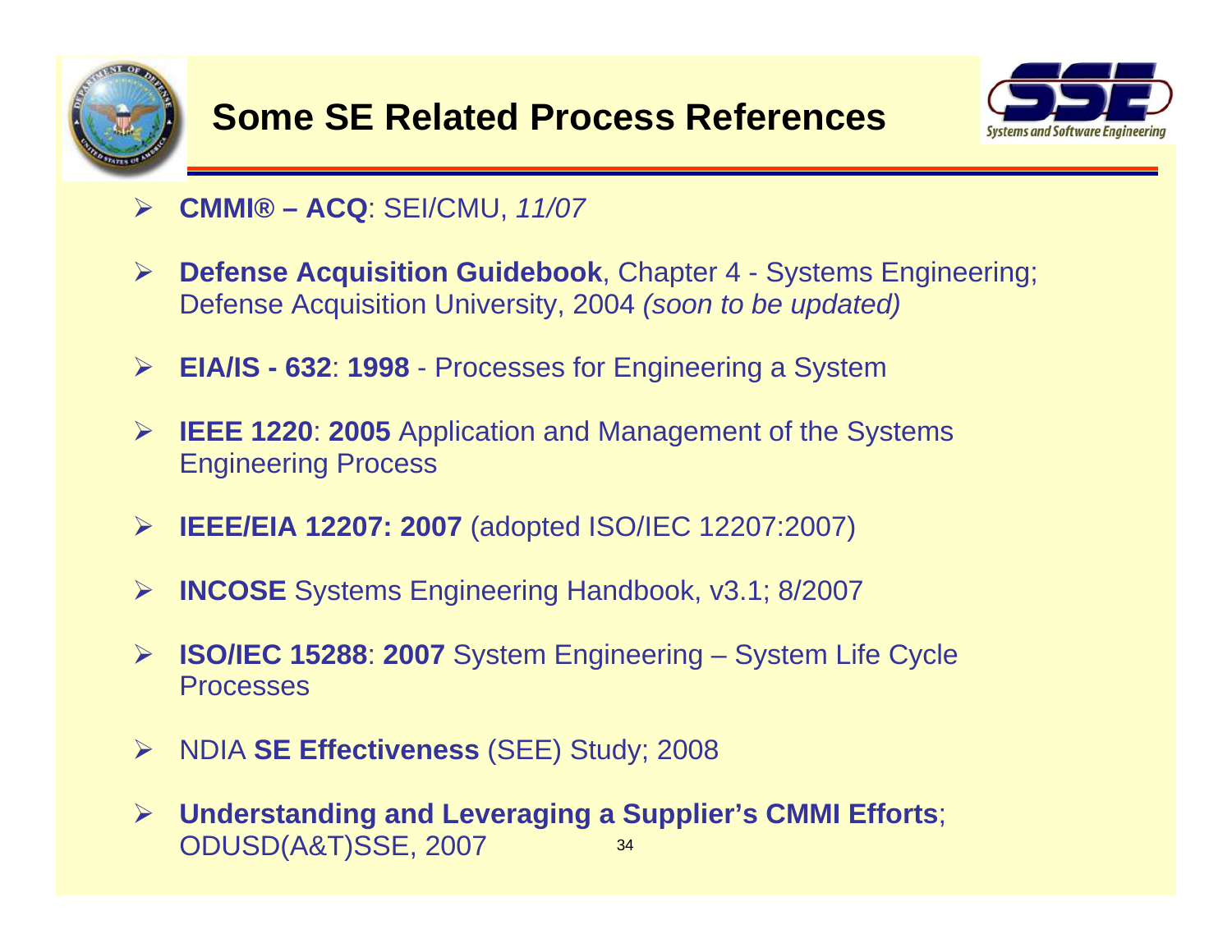# Some SE Related Process References

- **CMMI® – ACQ**: SEI/CMU, *11/07*
- **Defense Acquisition Guidebook**, Chapter 4 - Systems Engineering; Defense Acquisition University, 2004 *(soon to be updated)*
- **EIA/IS - 632**: **1998** - Processes for Engineering a System
- **IEEE 1220**: **2005** Application and Management of the Systems Engineering Process
- **IEEE/EIA 12207: 2007** (adopted ISO/IEC 12207:2007)
- **INCOSE** Systems Engineering Handbook, v3.1; 8/2007
- **ISO/IEC 15288**: **2007** System Engineering – System Life Cycle Processes
- NDIA **SE Effectiveness** (SEE) Study; 2008
- **Understanding and Leveraging a Supplier's CMMI Efforts**; ODUSD(A&T)SSE, 2007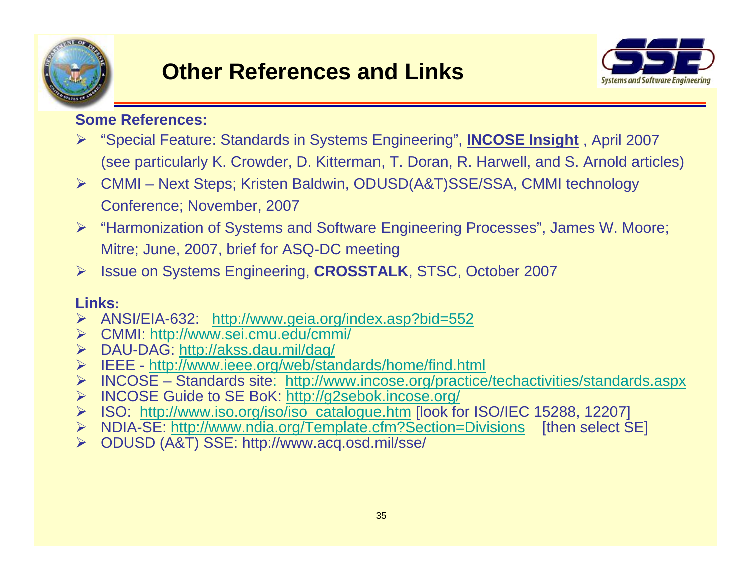# Other References and Links

**Some References:**

- "Special Feature: Standards in Systems Engineering", **INCOSE Insight** , April 2007 (see particularly K. Crowder, D. Kitterman, T. Doran, R. Harwell, and S. Arnold articles)
- CMMI – Next Steps; Kristen Baldwin, ODUSD(A&T)SSE/SSA, CMMI technology Conference; November, 2007
- "Harmonization of Systems and Software Engineering Processes", James W. Moore; Mitre; June, 2007, brief for ASQ-DC meeting
- Issue on Systems Engineering, **CROSSTALK**, STSC, October 2007

**Links:**

- ANSI/EIA-632: http://www.geia.org/index.asp?bid=552
- CMMI: http://www.sei.cmu.edu/cmmi/
- DAU-DAG: http://akss.dau.mil/dag/
- IEEE - http://www.ieee.org/web/standards/home/find.html
- INCOSE – Standards site: http://www.incose.org/practice/techactivities/standards.aspx
- INCOSE Guide to SE BoK: http://g2sebok.incose.org/
- ISO: http://www.iso.org/iso/iso_catalogue.htm [look for ISO/IEC 15288, 12207]
- NDIA-SE: http://www.ndia.org/Template.cfm?Section=Divisions [then select SE]
- ODUSD (A&T) SSE: http://www.acq.osd.mil/sse/